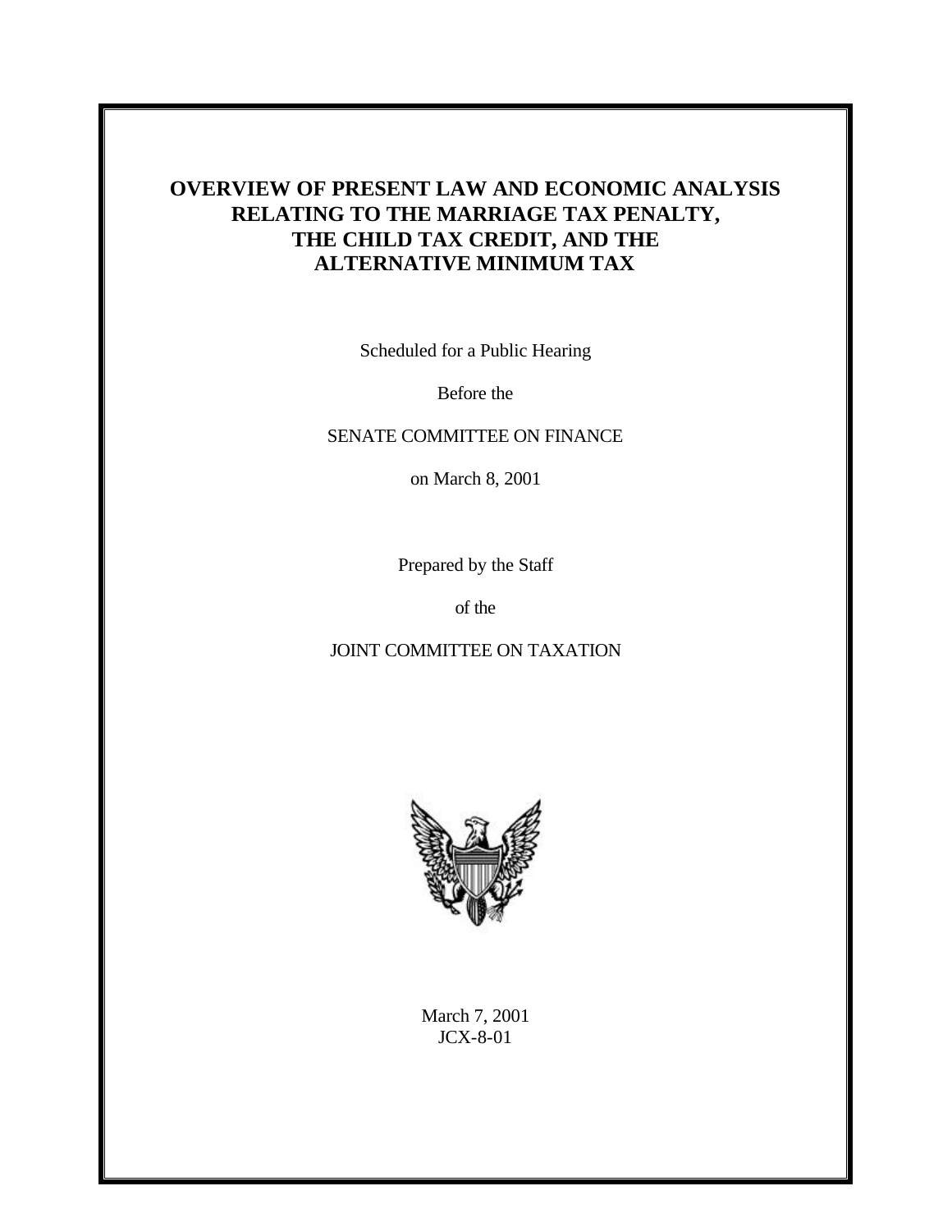# OVERVIEW OF PRESENT LAW AND ECONOMIC ANALYSIS RELATING TO THE MARRIAGE TAX PENALTY, THE CHILD TAX CREDIT, AND THE ALTERNATIVE MINIMUM TAX

Scheduled for a Public Hearing

Before the

SENATE COMMITTEE ON FINANCE

on March 8, 2001

Prepared by the Staff

of the

JOINT COMMITTEE ON TAXATION

March 7, 2001

JCX-8-01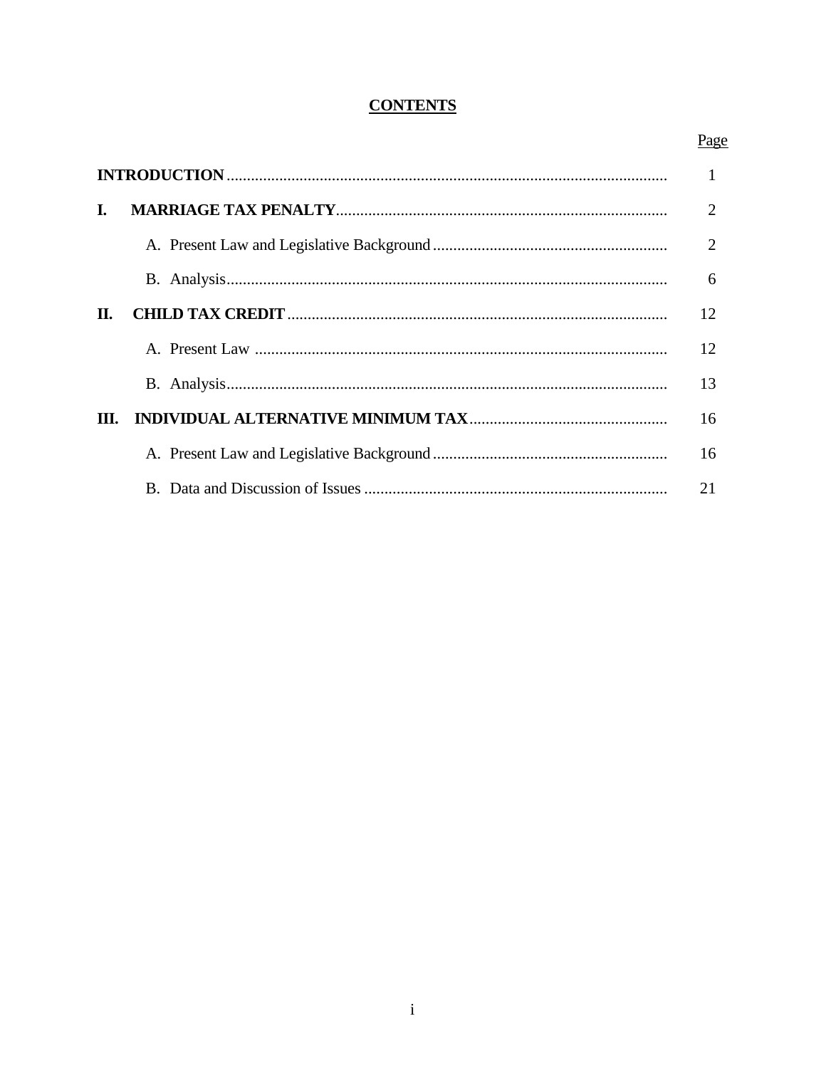# CONTENTS

| | Page |
|---|---|
| **INTRODUCTION** | 1 |
| **I. MARRIAGE TAX PENALTY** | 2 |
| A. Present Law and Legislative Background | 2 |
| B. Analysis | 6 |
| **II. CHILD TAX CREDIT** | 12 |
| A. Present Law | 12 |
| B. Analysis | 13 |
| **III. INDIVIDUAL ALTERNATIVE MINIMUM TAX** | 16 |
| A. Present Law and Legislative Background | 16 |
| B. Data and Discussion of Issues | 21 |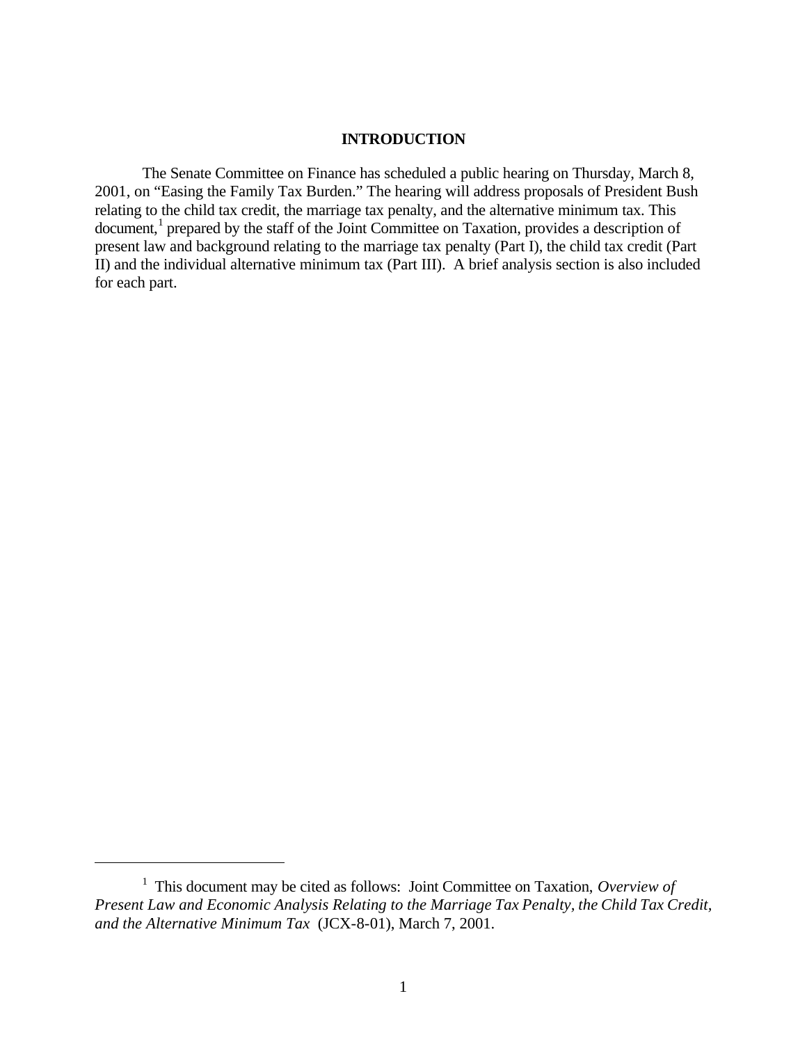# INTRODUCTION

The Senate Committee on Finance has scheduled a public hearing on Thursday, March 8, 2001, on "Easing the Family Tax Burden." The hearing will address proposals of President Bush relating to the child tax credit, the marriage tax penalty, and the alternative minimum tax. This document,[1] prepared by the staff of the Joint Committee on Taxation, provides a description of present law and background relating to the marriage tax penalty (Part I), the child tax credit (Part II) and the individual alternative minimum tax (Part III). A brief analysis section is also included for each part.

---

[1] This document may be cited as follows: Joint Committee on Taxation, *Overview of Present Law and Economic Analysis Relating to the Marriage Tax Penalty, the Child Tax Credit, and the Alternative Minimum Tax* (JCX-8-01), March 7, 2001.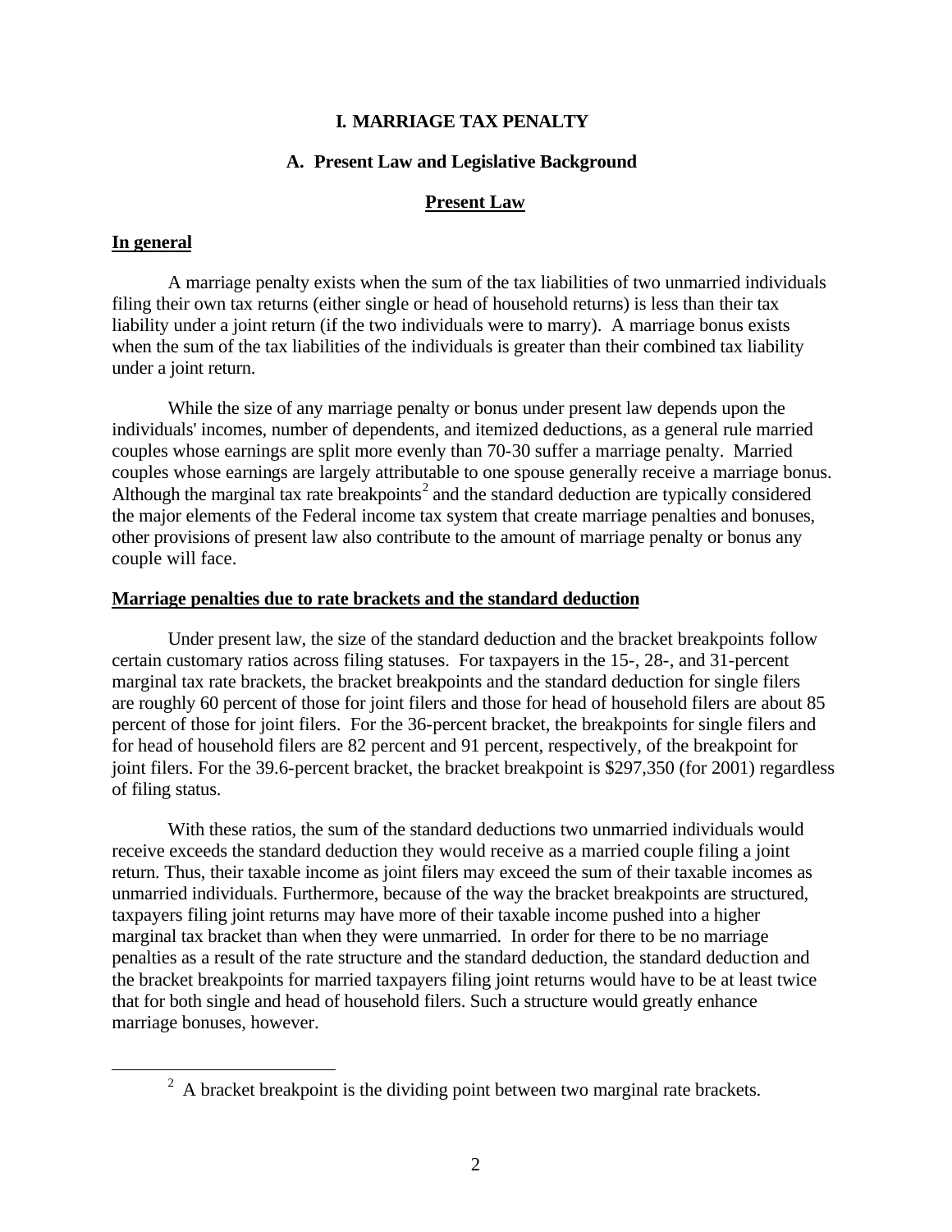# I. MARRIAGE TAX PENALTY

## A. Present Law and Legislative Background

### Present Law

**In general**

A marriage penalty exists when the sum of the tax liabilities of two unmarried individuals filing their own tax returns (either single or head of household returns) is less than their tax liability under a joint return (if the two individuals were to marry). A marriage bonus exists when the sum of the tax liabilities of the individuals is greater than their combined tax liability under a joint return.

While the size of any marriage penalty or bonus under present law depends upon the individuals' incomes, number of dependents, and itemized deductions, as a general rule married couples whose earnings are split more evenly than 70-30 suffer a marriage penalty. Married couples whose earnings are largely attributable to one spouse generally receive a marriage bonus. Although the marginal tax rate breakpoints[2] and the standard deduction are typically considered the major elements of the Federal income tax system that create marriage penalties and bonuses, other provisions of present law also contribute to the amount of marriage penalty or bonus any couple will face.

**Marriage penalties due to rate brackets and the standard deduction**

Under present law, the size of the standard deduction and the bracket breakpoints follow certain customary ratios across filing statuses. For taxpayers in the 15-, 28-, and 31-percent marginal tax rate brackets, the bracket breakpoints and the standard deduction for single filers are roughly 60 percent of those for joint filers and those for head of household filers are about 85 percent of those for joint filers. For the 36-percent bracket, the breakpoints for single filers and for head of household filers are 82 percent and 91 percent, respectively, of the breakpoint for joint filers. For the 39.6-percent bracket, the bracket breakpoint is $297,350 (for 2001) regardless of filing status.

With these ratios, the sum of the standard deductions two unmarried individuals would receive exceeds the standard deduction they would receive as a married couple filing a joint return. Thus, their taxable income as joint filers may exceed the sum of their taxable incomes as unmarried individuals. Furthermore, because of the way the bracket breakpoints are structured, taxpayers filing joint returns may have more of their taxable income pushed into a higher marginal tax bracket than when they were unmarried. In order for there to be no marriage penalties as a result of the rate structure and the standard deduction, the standard deduction and the bracket breakpoints for married taxpayers filing joint returns would have to be at least twice that for both single and head of household filers. Such a structure would greatly enhance marriage bonuses, however.

---

[2] A bracket breakpoint is the dividing point between two marginal rate brackets.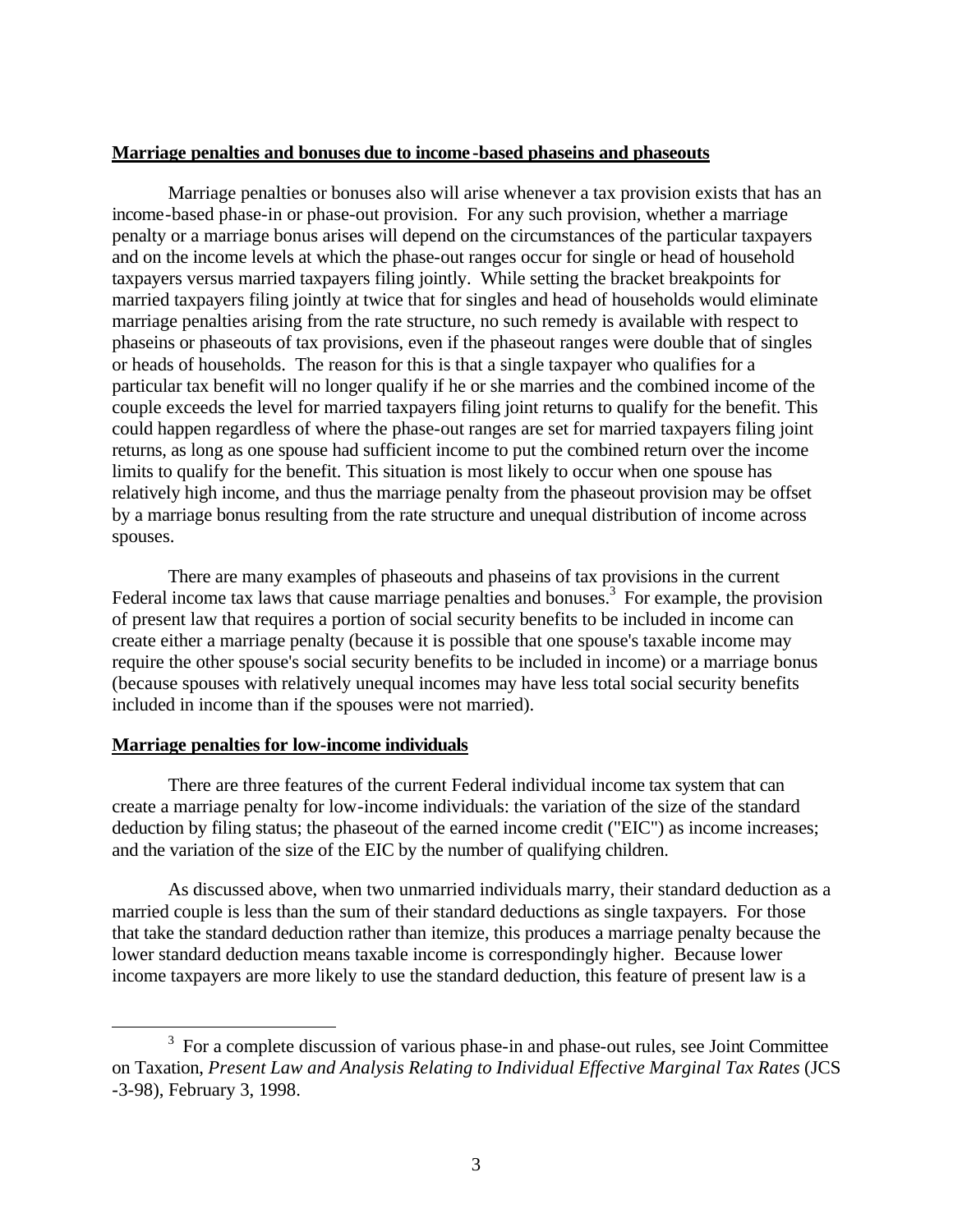**Marriage penalties and bonuses due to income-based phaseins and phaseouts**

Marriage penalties or bonuses also will arise whenever a tax provision exists that has an income-based phase-in or phase-out provision. For any such provision, whether a marriage penalty or a marriage bonus arises will depend on the circumstances of the particular taxpayers and on the income levels at which the phase-out ranges occur for single or head of household taxpayers versus married taxpayers filing jointly. While setting the bracket breakpoints for married taxpayers filing jointly at twice that for singles and head of households would eliminate marriage penalties arising from the rate structure, no such remedy is available with respect to phaseins or phaseouts of tax provisions, even if the phaseout ranges were double that of singles or heads of households. The reason for this is that a single taxpayer who qualifies for a particular tax benefit will no longer qualify if he or she marries and the combined income of the couple exceeds the level for married taxpayers filing joint returns to qualify for the benefit. This could happen regardless of where the phase-out ranges are set for married taxpayers filing joint returns, as long as one spouse had sufficient income to put the combined return over the income limits to qualify for the benefit. This situation is most likely to occur when one spouse has relatively high income, and thus the marriage penalty from the phaseout provision may be offset by a marriage bonus resulting from the rate structure and unequal distribution of income across spouses.

There are many examples of phaseouts and phaseins of tax provisions in the current Federal income tax laws that cause marriage penalties and bonuses.[3] For example, the provision of present law that requires a portion of social security benefits to be included in income can create either a marriage penalty (because it is possible that one spouse's taxable income may require the other spouse's social security benefits to be included in income) or a marriage bonus (because spouses with relatively unequal incomes may have less total social security benefits included in income than if the spouses were not married).

**Marriage penalties for low-income individuals**

There are three features of the current Federal individual income tax system that can create a marriage penalty for low-income individuals: the variation of the size of the standard deduction by filing status; the phaseout of the earned income credit ("EIC") as income increases; and the variation of the size of the EIC by the number of qualifying children.

As discussed above, when two unmarried individuals marry, their standard deduction as a married couple is less than the sum of their standard deductions as single taxpayers. For those that take the standard deduction rather than itemize, this produces a marriage penalty because the lower standard deduction means taxable income is correspondingly higher. Because lower income taxpayers are more likely to use the standard deduction, this feature of present law is a

[3] For a complete discussion of various phase-in and phase-out rules, see Joint Committee on Taxation, *Present Law and Analysis Relating to Individual Effective Marginal Tax Rates* (JCS -3-98), February 3, 1998.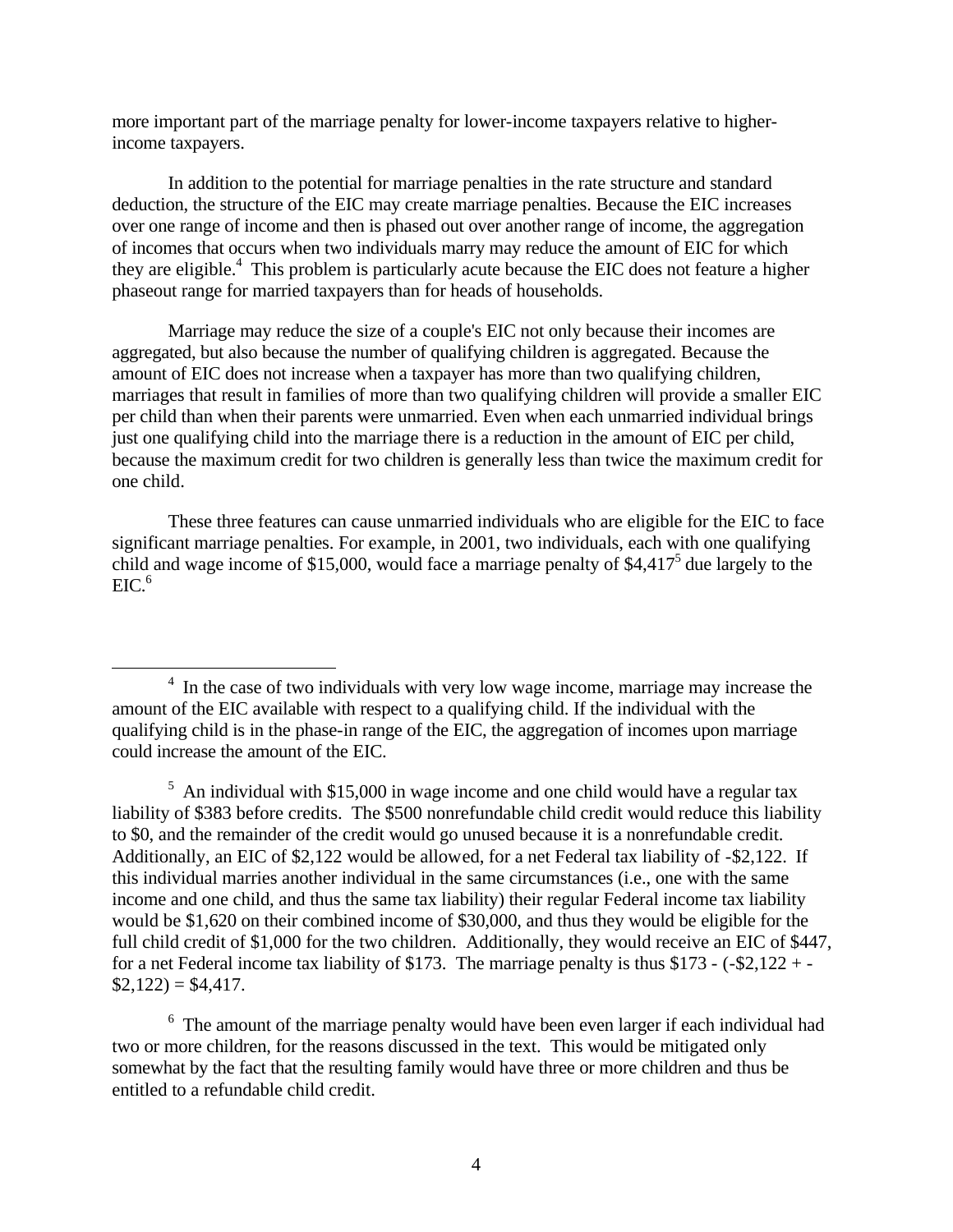more important part of the marriage penalty for lower-income taxpayers relative to higher-income taxpayers.

In addition to the potential for marriage penalties in the rate structure and standard deduction, the structure of the EIC may create marriage penalties. Because the EIC increases over one range of income and then is phased out over another range of income, the aggregation of incomes that occurs when two individuals marry may reduce the amount of EIC for which they are eligible.[4] This problem is particularly acute because the EIC does not feature a higher phaseout range for married taxpayers than for heads of households.

Marriage may reduce the size of a couple's EIC not only because their incomes are aggregated, but also because the number of qualifying children is aggregated. Because the amount of EIC does not increase when a taxpayer has more than two qualifying children, marriages that result in families of more than two qualifying children will provide a smaller EIC per child than when their parents were unmarried. Even when each unmarried individual brings just one qualifying child into the marriage there is a reduction in the amount of EIC per child, because the maximum credit for two children is generally less than twice the maximum credit for one child.

These three features can cause unmarried individuals who are eligible for the EIC to face significant marriage penalties. For example, in 2001, two individuals, each with one qualifying child and wage income of $15,000, would face a marriage penalty of $4,417[5] due largely to the EIC.[6]

---

[4] In the case of two individuals with very low wage income, marriage may increase the amount of the EIC available with respect to a qualifying child. If the individual with the qualifying child is in the phase-in range of the EIC, the aggregation of incomes upon marriage could increase the amount of the EIC.

[5] An individual with $15,000 in wage income and one child would have a regular tax liability of $383 before credits. The $500 nonrefundable child credit would reduce this liability to $0, and the remainder of the credit would go unused because it is a nonrefundable credit. Additionally, an EIC of $2,122 would be allowed, for a net Federal tax liability of -$2,122. If this individual marries another individual in the same circumstances (i.e., one with the same income and one child, and thus the same tax liability) their regular Federal income tax liability would be $1,620 on their combined income of $30,000, and thus they would be eligible for the full child credit of $1,000 for the two children. Additionally, they would receive an EIC of $447, for a net Federal income tax liability of $173. The marriage penalty is thus $173 - (-$2,122 + -$2,122) = $4,417.

[6] The amount of the marriage penalty would have been even larger if each individual had two or more children, for the reasons discussed in the text. This would be mitigated only somewhat by the fact that the resulting family would have three or more children and thus be entitled to a refundable child credit.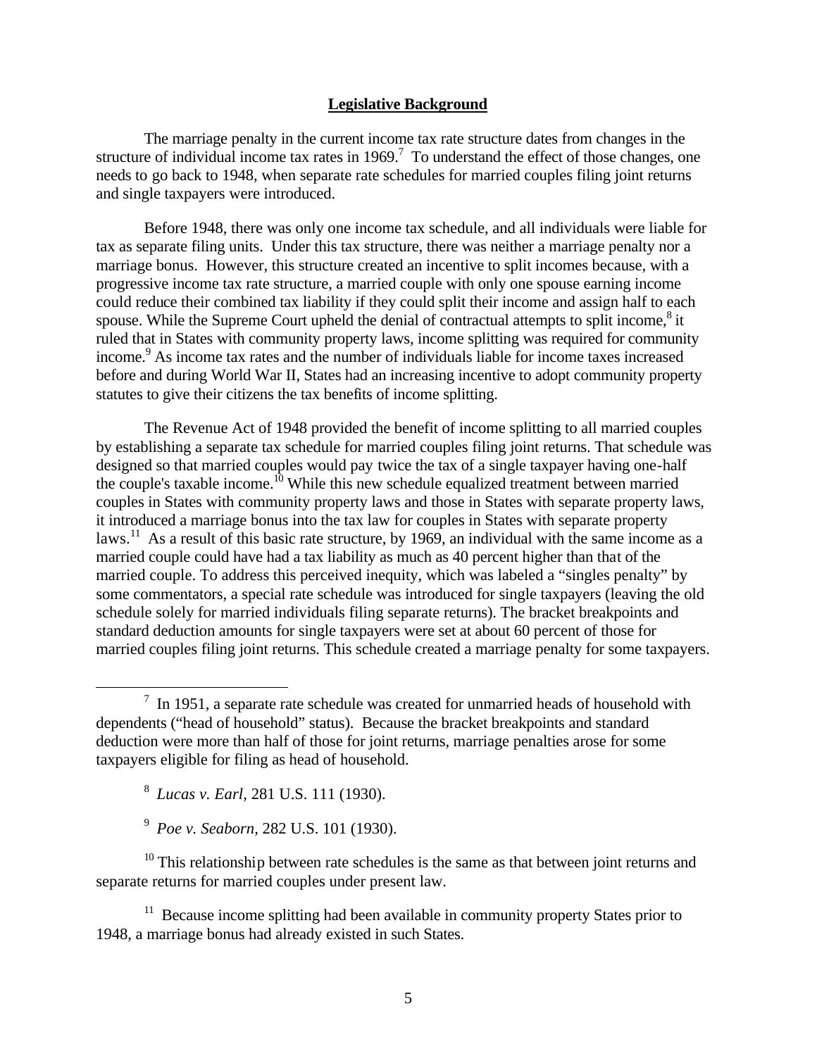## Legislative Background

The marriage penalty in the current income tax rate structure dates from changes in the structure of individual income tax rates in 1969.[7] To understand the effect of those changes, one needs to go back to 1948, when separate rate schedules for married couples filing joint returns and single taxpayers were introduced.

Before 1948, there was only one income tax schedule, and all individuals were liable for tax as separate filing units. Under this tax structure, there was neither a marriage penalty nor a marriage bonus. However, this structure created an incentive to split incomes because, with a progressive income tax rate structure, a married couple with only one spouse earning income could reduce their combined tax liability if they could split their income and assign half to each spouse. While the Supreme Court upheld the denial of contractual attempts to split income,[8] it ruled that in States with community property laws, income splitting was required for community income.[9] As income tax rates and the number of individuals liable for income taxes increased before and during World War II, States had an increasing incentive to adopt community property statutes to give their citizens the tax benefits of income splitting.

The Revenue Act of 1948 provided the benefit of income splitting to all married couples by establishing a separate tax schedule for married couples filing joint returns. That schedule was designed so that married couples would pay twice the tax of a single taxpayer having one-half the couple's taxable income.[10] While this new schedule equalized treatment between married couples in States with community property laws and those in States with separate property laws, it introduced a marriage bonus into the tax law for couples in States with separate property laws.[11] As a result of this basic rate structure, by 1969, an individual with the same income as a married couple could have had a tax liability as much as 40 percent higher than that of the married couple. To address this perceived inequity, which was labeled a "singles penalty" by some commentators, a special rate schedule was introduced for single taxpayers (leaving the old schedule solely for married individuals filing separate returns). The bracket breakpoints and standard deduction amounts for single taxpayers were set at about 60 percent of those for married couples filing joint returns. This schedule created a marriage penalty for some taxpayers.

---

[7] In 1951, a separate rate schedule was created for unmarried heads of household with dependents ("head of household" status). Because the bracket breakpoints and standard deduction were more than half of those for joint returns, marriage penalties arose for some taxpayers eligible for filing as head of household.

[8] *Lucas v. Earl*, 281 U.S. 111 (1930).

[9] *Poe v. Seaborn*, 282 U.S. 101 (1930).

[10] This relationship between rate schedules is the same as that between joint returns and separate returns for married couples under present law.

[11] Because income splitting had been available in community property States prior to 1948, a marriage bonus had already existed in such States.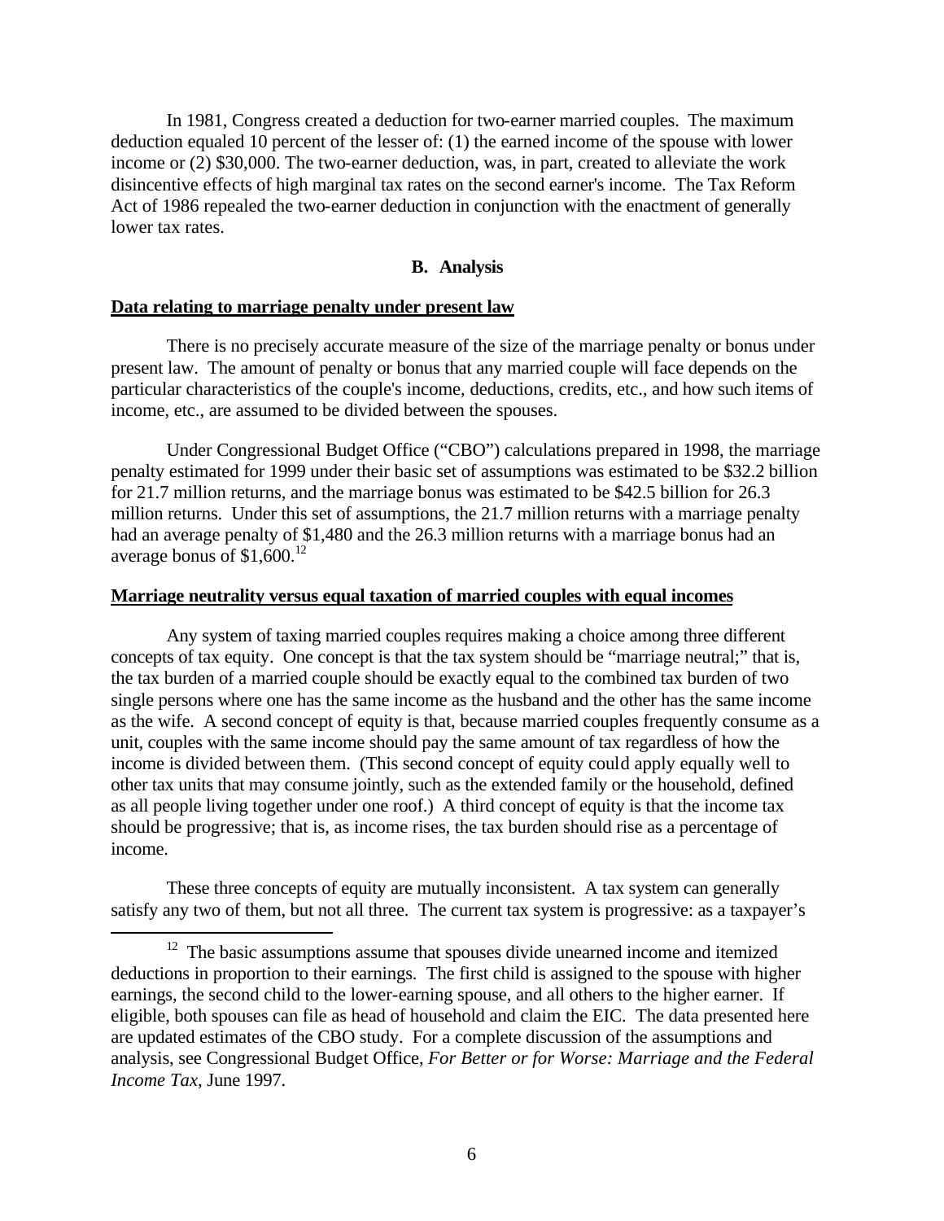In 1981, Congress created a deduction for two-earner married couples. The maximum deduction equaled 10 percent of the lesser of: (1) the earned income of the spouse with lower income or (2) $30,000. The two-earner deduction, was, in part, created to alleviate the work disincentive effects of high marginal tax rates on the second earner's income. The Tax Reform Act of 1986 repealed the two-earner deduction in conjunction with the enactment of generally lower tax rates.

## B. Analysis

**Data relating to marriage penalty under present law**

There is no precisely accurate measure of the size of the marriage penalty or bonus under present law. The amount of penalty or bonus that any married couple will face depends on the particular characteristics of the couple's income, deductions, credits, etc., and how such items of income, etc., are assumed to be divided between the spouses.

Under Congressional Budget Office ("CBO") calculations prepared in 1998, the marriage penalty estimated for 1999 under their basic set of assumptions was estimated to be $32.2 billion for 21.7 million returns, and the marriage bonus was estimated to be $42.5 billion for 26.3 million returns. Under this set of assumptions, the 21.7 million returns with a marriage penalty had an average penalty of $1,480 and the 26.3 million returns with a marriage bonus had an average bonus of $1,600.[12]

**Marriage neutrality versus equal taxation of married couples with equal incomes**

Any system of taxing married couples requires making a choice among three different concepts of tax equity. One concept is that the tax system should be "marriage neutral;" that is, the tax burden of a married couple should be exactly equal to the combined tax burden of two single persons where one has the same income as the husband and the other has the same income as the wife. A second concept of equity is that, because married couples frequently consume as a unit, couples with the same income should pay the same amount of tax regardless of how the income is divided between them. (This second concept of equity could apply equally well to other tax units that may consume jointly, such as the extended family or the household, defined as all people living together under one roof.) A third concept of equity is that the income tax should be progressive; that is, as income rises, the tax burden should rise as a percentage of income.

These three concepts of equity are mutually inconsistent. A tax system can generally satisfy any two of them, but not all three. The current tax system is progressive: as a taxpayer's

[12] The basic assumptions assume that spouses divide unearned income and itemized deductions in proportion to their earnings. The first child is assigned to the spouse with higher earnings, the second child to the lower-earning spouse, and all others to the higher earner. If eligible, both spouses can file as head of household and claim the EIC. The data presented here are updated estimates of the CBO study. For a complete discussion of the assumptions and analysis, see Congressional Budget Office, *For Better or for Worse: Marriage and the Federal Income Tax*, June 1997.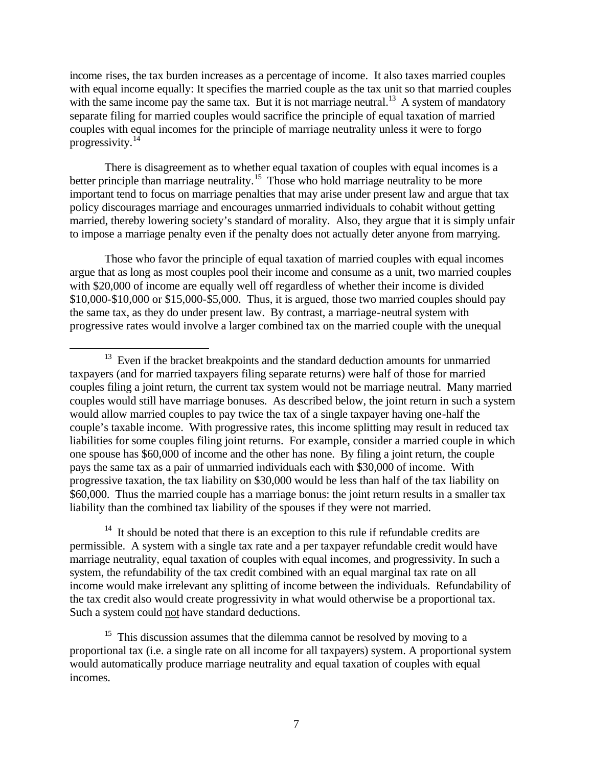income rises, the tax burden increases as a percentage of income. It also taxes married couples with equal income equally: It specifies the married couple as the tax unit so that married couples with the same income pay the same tax. But it is not marriage neutral.[13] A system of mandatory separate filing for married couples would sacrifice the principle of equal taxation of married couples with equal incomes for the principle of marriage neutrality unless it were to forgo progressivity.[14]

There is disagreement as to whether equal taxation of couples with equal incomes is a better principle than marriage neutrality.[15] Those who hold marriage neutrality to be more important tend to focus on marriage penalties that may arise under present law and argue that tax policy discourages marriage and encourages unmarried individuals to cohabit without getting married, thereby lowering society's standard of morality. Also, they argue that it is simply unfair to impose a marriage penalty even if the penalty does not actually deter anyone from marrying.

Those who favor the principle of equal taxation of married couples with equal incomes argue that as long as most couples pool their income and consume as a unit, two married couples with $20,000 of income are equally well off regardless of whether their income is divided $10,000-$10,000 or $15,000-$5,000. Thus, it is argued, those two married couples should pay the same tax, as they do under present law. By contrast, a marriage-neutral system with progressive rates would involve a larger combined tax on the married couple with the unequal

---

[13] Even if the bracket breakpoints and the standard deduction amounts for unmarried taxpayers (and for married taxpayers filing separate returns) were half of those for married couples filing a joint return, the current tax system would not be marriage neutral. Many married couples would still have marriage bonuses. As described below, the joint return in such a system would allow married couples to pay twice the tax of a single taxpayer having one-half the couple's taxable income. With progressive rates, this income splitting may result in reduced tax liabilities for some couples filing joint returns. For example, consider a married couple in which one spouse has $60,000 of income and the other has none. By filing a joint return, the couple pays the same tax as a pair of unmarried individuals each with $30,000 of income. With progressive taxation, the tax liability on $30,000 would be less than half of the tax liability on $60,000. Thus the married couple has a marriage bonus: the joint return results in a smaller tax liability than the combined tax liability of the spouses if they were not married.

[14] It should be noted that there is an exception to this rule if refundable credits are permissible. A system with a single tax rate and a per taxpayer refundable credit would have marriage neutrality, equal taxation of couples with equal incomes, and progressivity. In such a system, the refundability of the tax credit combined with an equal marginal tax rate on all income would make irrelevant any splitting of income between the individuals. Refundability of the tax credit also would create progressivity in what would otherwise be a proportional tax. Such a system could <u>not</u> have standard deductions.

[15] This discussion assumes that the dilemma cannot be resolved by moving to a proportional tax (i.e. a single rate on all income for all taxpayers) system. A proportional system would automatically produce marriage neutrality and equal taxation of couples with equal incomes.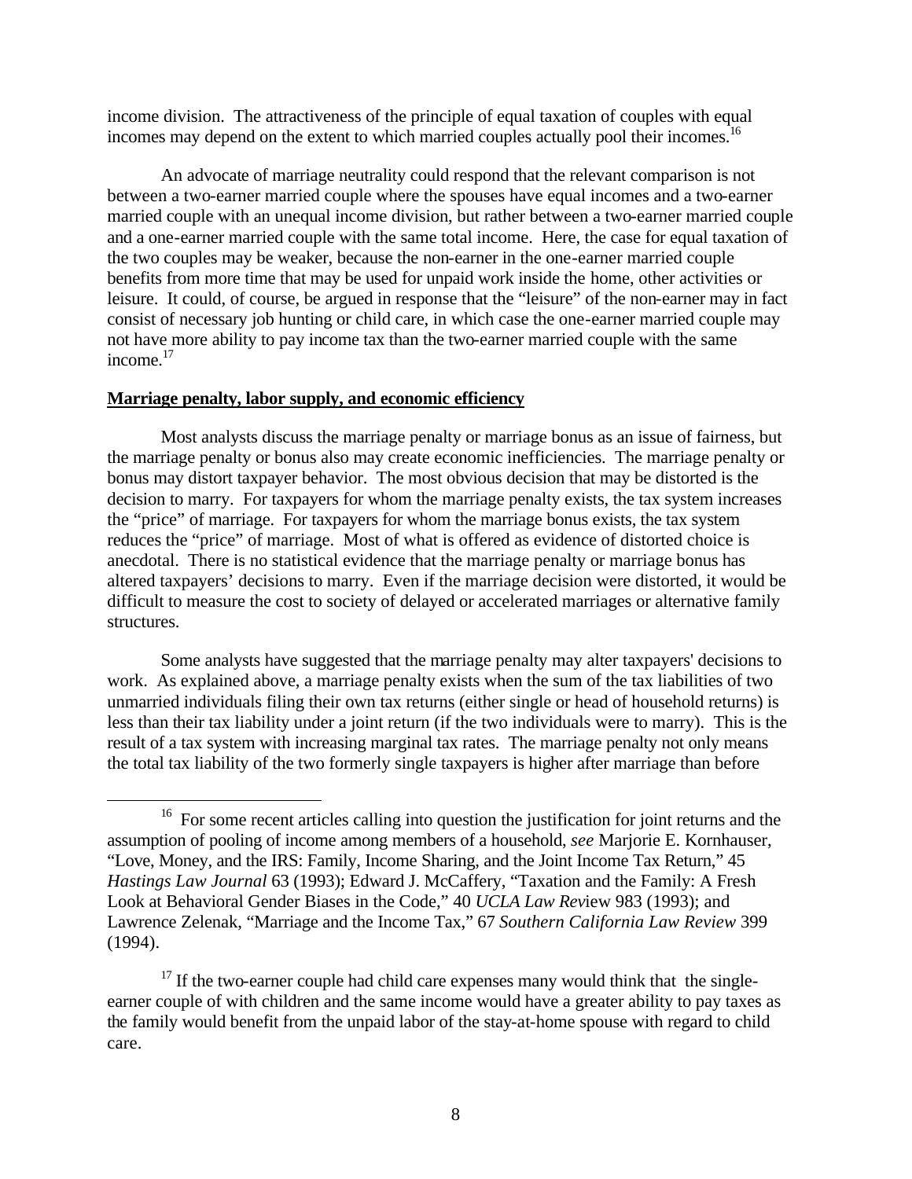income division. The attractiveness of the principle of equal taxation of couples with equal incomes may depend on the extent to which married couples actually pool their incomes.[16]

An advocate of marriage neutrality could respond that the relevant comparison is not between a two-earner married couple where the spouses have equal incomes and a two-earner married couple with an unequal income division, but rather between a two-earner married couple and a one-earner married couple with the same total income. Here, the case for equal taxation of the two couples may be weaker, because the non-earner in the one-earner married couple benefits from more time that may be used for unpaid work inside the home, other activities or leisure. It could, of course, be argued in response that the "leisure" of the non-earner may in fact consist of necessary job hunting or child care, in which case the one-earner married couple may not have more ability to pay income tax than the two-earner married couple with the same income.[17]

**Marriage penalty, labor supply, and economic efficiency**

Most analysts discuss the marriage penalty or marriage bonus as an issue of fairness, but the marriage penalty or bonus also may create economic inefficiencies. The marriage penalty or bonus may distort taxpayer behavior. The most obvious decision that may be distorted is the decision to marry. For taxpayers for whom the marriage penalty exists, the tax system increases the "price" of marriage. For taxpayers for whom the marriage bonus exists, the tax system reduces the "price" of marriage. Most of what is offered as evidence of distorted choice is anecdotal. There is no statistical evidence that the marriage penalty or marriage bonus has altered taxpayers' decisions to marry. Even if the marriage decision were distorted, it would be difficult to measure the cost to society of delayed or accelerated marriages or alternative family structures.

Some analysts have suggested that the marriage penalty may alter taxpayers' decisions to work. As explained above, a marriage penalty exists when the sum of the tax liabilities of two unmarried individuals filing their own tax returns (either single or head of household returns) is less than their tax liability under a joint return (if the two individuals were to marry). This is the result of a tax system with increasing marginal tax rates. The marriage penalty not only means the total tax liability of the two formerly single taxpayers is higher after marriage than before

---

[16] For some recent articles calling into question the justification for joint returns and the assumption of pooling of income among members of a household, *see* Marjorie E. Kornhauser, "Love, Money, and the IRS: Family, Income Sharing, and the Joint Income Tax Return," 45 *Hastings Law Journal* 63 (1993); Edward J. McCaffery, "Taxation and the Family: A Fresh Look at Behavioral Gender Biases in the Code," 40 *UCLA Law Rev*iew 983 (1993); and Lawrence Zelenak, "Marriage and the Income Tax," 67 *Southern California Law Review* 399 (1994).

[17] If the two-earner couple had child care expenses many would think that the single-earner couple of with children and the same income would have a greater ability to pay taxes as the family would benefit from the unpaid labor of the stay-at-home spouse with regard to child care.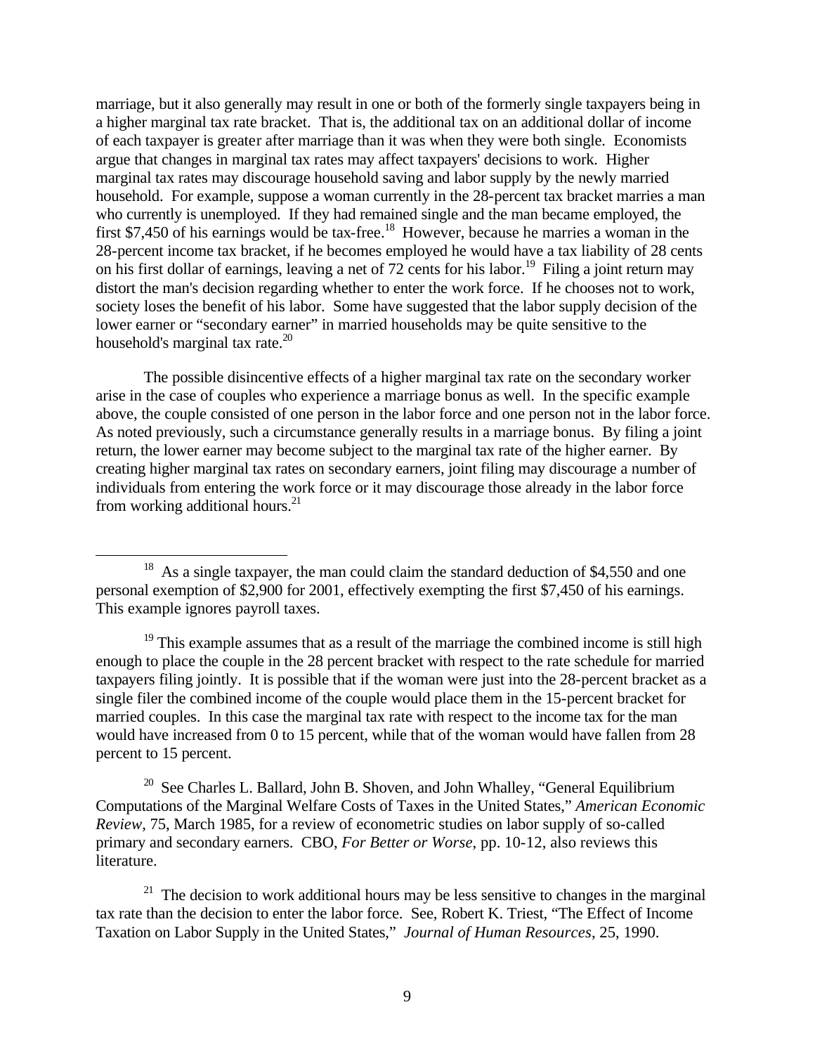marriage, but it also generally may result in one or both of the formerly single taxpayers being in a higher marginal tax rate bracket. That is, the additional tax on an additional dollar of income of each taxpayer is greater after marriage than it was when they were both single. Economists argue that changes in marginal tax rates may affect taxpayers' decisions to work. Higher marginal tax rates may discourage household saving and labor supply by the newly married household. For example, suppose a woman currently in the 28-percent tax bracket marries a man who currently is unemployed. If they had remained single and the man became employed, the first \$7,450 of his earnings would be tax-free.[18] However, because he marries a woman in the 28-percent income tax bracket, if he becomes employed he would have a tax liability of 28 cents on his first dollar of earnings, leaving a net of 72 cents for his labor.[19] Filing a joint return may distort the man's decision regarding whether to enter the work force. If he chooses not to work, society loses the benefit of his labor. Some have suggested that the labor supply decision of the lower earner or "secondary earner" in married households may be quite sensitive to the household's marginal tax rate.[20]

The possible disincentive effects of a higher marginal tax rate on the secondary worker arise in the case of couples who experience a marriage bonus as well. In the specific example above, the couple consisted of one person in the labor force and one person not in the labor force. As noted previously, such a circumstance generally results in a marriage bonus. By filing a joint return, the lower earner may become subject to the marginal tax rate of the higher earner. By creating higher marginal tax rates on secondary earners, joint filing may discourage a number of individuals from entering the work force or it may discourage those already in the labor force from working additional hours.[21]

---

[18] As a single taxpayer, the man could claim the standard deduction of \$4,550 and one personal exemption of \$2,900 for 2001, effectively exempting the first \$7,450 of his earnings. This example ignores payroll taxes.

[19] This example assumes that as a result of the marriage the combined income is still high enough to place the couple in the 28 percent bracket with respect to the rate schedule for married taxpayers filing jointly. It is possible that if the woman were just into the 28-percent bracket as a single filer the combined income of the couple would place them in the 15-percent bracket for married couples. In this case the marginal tax rate with respect to the income tax for the man would have increased from 0 to 15 percent, while that of the woman would have fallen from 28 percent to 15 percent.

[20] See Charles L. Ballard, John B. Shoven, and John Whalley, "General Equilibrium Computations of the Marginal Welfare Costs of Taxes in the United States," *American Economic Review*, 75, March 1985, for a review of econometric studies on labor supply of so-called primary and secondary earners. CBO, *For Better or Worse*, pp. 10-12, also reviews this literature.

[21] The decision to work additional hours may be less sensitive to changes in the marginal tax rate than the decision to enter the labor force. See, Robert K. Triest, "The Effect of Income Taxation on Labor Supply in the United States," *Journal of Human Resources*, 25, 1990.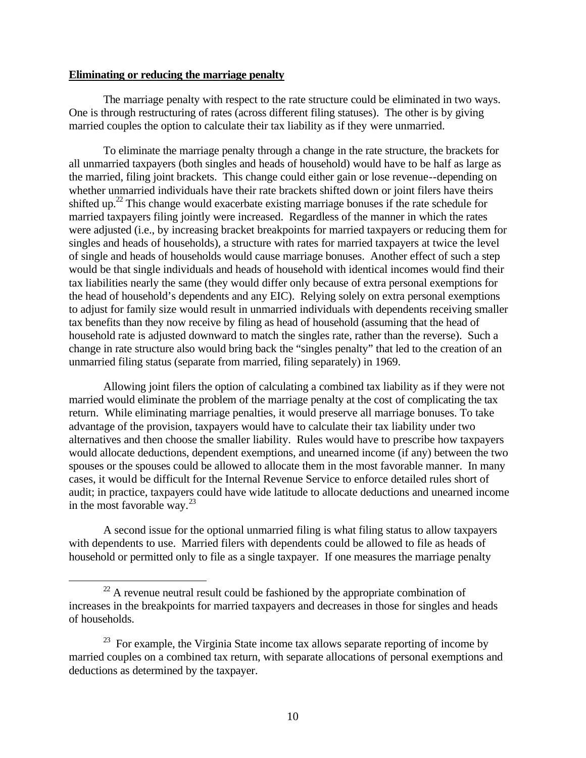**Eliminating or reducing the marriage penalty**

The marriage penalty with respect to the rate structure could be eliminated in two ways. One is through restructuring of rates (across different filing statuses). The other is by giving married couples the option to calculate their tax liability as if they were unmarried.

To eliminate the marriage penalty through a change in the rate structure, the brackets for all unmarried taxpayers (both singles and heads of household) would have to be half as large as the married, filing joint brackets. This change could either gain or lose revenue--depending on whether unmarried individuals have their rate brackets shifted down or joint filers have theirs shifted up.[22] This change would exacerbate existing marriage bonuses if the rate schedule for married taxpayers filing jointly were increased. Regardless of the manner in which the rates were adjusted (i.e., by increasing bracket breakpoints for married taxpayers or reducing them for singles and heads of households), a structure with rates for married taxpayers at twice the level of single and heads of households would cause marriage bonuses. Another effect of such a step would be that single individuals and heads of household with identical incomes would find their tax liabilities nearly the same (they would differ only because of extra personal exemptions for the head of household's dependents and any EIC). Relying solely on extra personal exemptions to adjust for family size would result in unmarried individuals with dependents receiving smaller tax benefits than they now receive by filing as head of household (assuming that the head of household rate is adjusted downward to match the singles rate, rather than the reverse). Such a change in rate structure also would bring back the "singles penalty" that led to the creation of an unmarried filing status (separate from married, filing separately) in 1969.

Allowing joint filers the option of calculating a combined tax liability as if they were not married would eliminate the problem of the marriage penalty at the cost of complicating the tax return. While eliminating marriage penalties, it would preserve all marriage bonuses. To take advantage of the provision, taxpayers would have to calculate their tax liability under two alternatives and then choose the smaller liability. Rules would have to prescribe how taxpayers would allocate deductions, dependent exemptions, and unearned income (if any) between the two spouses or the spouses could be allowed to allocate them in the most favorable manner. In many cases, it would be difficult for the Internal Revenue Service to enforce detailed rules short of audit; in practice, taxpayers could have wide latitude to allocate deductions and unearned income in the most favorable way.[23]

A second issue for the optional unmarried filing is what filing status to allow taxpayers with dependents to use. Married filers with dependents could be allowed to file as heads of household or permitted only to file as a single taxpayer. If one measures the marriage penalty

[22] A revenue neutral result could be fashioned by the appropriate combination of increases in the breakpoints for married taxpayers and decreases in those for singles and heads of households.

[23] For example, the Virginia State income tax allows separate reporting of income by married couples on a combined tax return, with separate allocations of personal exemptions and deductions as determined by the taxpayer.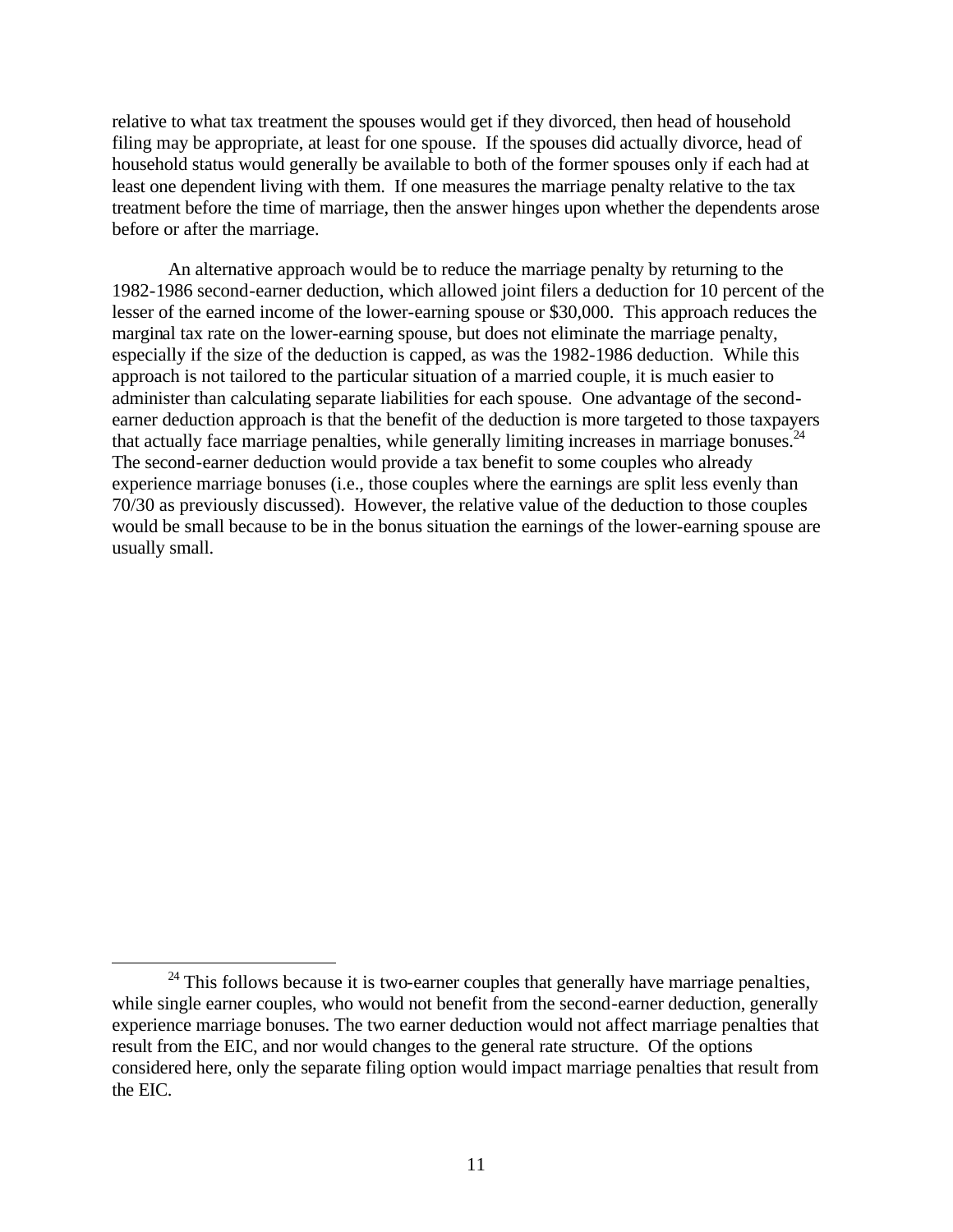relative to what tax treatment the spouses would get if they divorced, then head of household filing may be appropriate, at least for one spouse. If the spouses did actually divorce, head of household status would generally be available to both of the former spouses only if each had at least one dependent living with them. If one measures the marriage penalty relative to the tax treatment before the time of marriage, then the answer hinges upon whether the dependents arose before or after the marriage.

An alternative approach would be to reduce the marriage penalty by returning to the 1982-1986 second-earner deduction, which allowed joint filers a deduction for 10 percent of the lesser of the earned income of the lower-earning spouse or $30,000. This approach reduces the marginal tax rate on the lower-earning spouse, but does not eliminate the marriage penalty, especially if the size of the deduction is capped, as was the 1982-1986 deduction. While this approach is not tailored to the particular situation of a married couple, it is much easier to administer than calculating separate liabilities for each spouse. One advantage of the second-earner deduction approach is that the benefit of the deduction is more targeted to those taxpayers that actually face marriage penalties, while generally limiting increases in marriage bonuses.[24] The second-earner deduction would provide a tax benefit to some couples who already experience marriage bonuses (i.e., those couples where the earnings are split less evenly than 70/30 as previously discussed). However, the relative value of the deduction to those couples would be small because to be in the bonus situation the earnings of the lower-earning spouse are usually small.

---

[24] This follows because it is two-earner couples that generally have marriage penalties, while single earner couples, who would not benefit from the second-earner deduction, generally experience marriage bonuses. The two earner deduction would not affect marriage penalties that result from the EIC, and nor would changes to the general rate structure. Of the options considered here, only the separate filing option would impact marriage penalties that result from the EIC.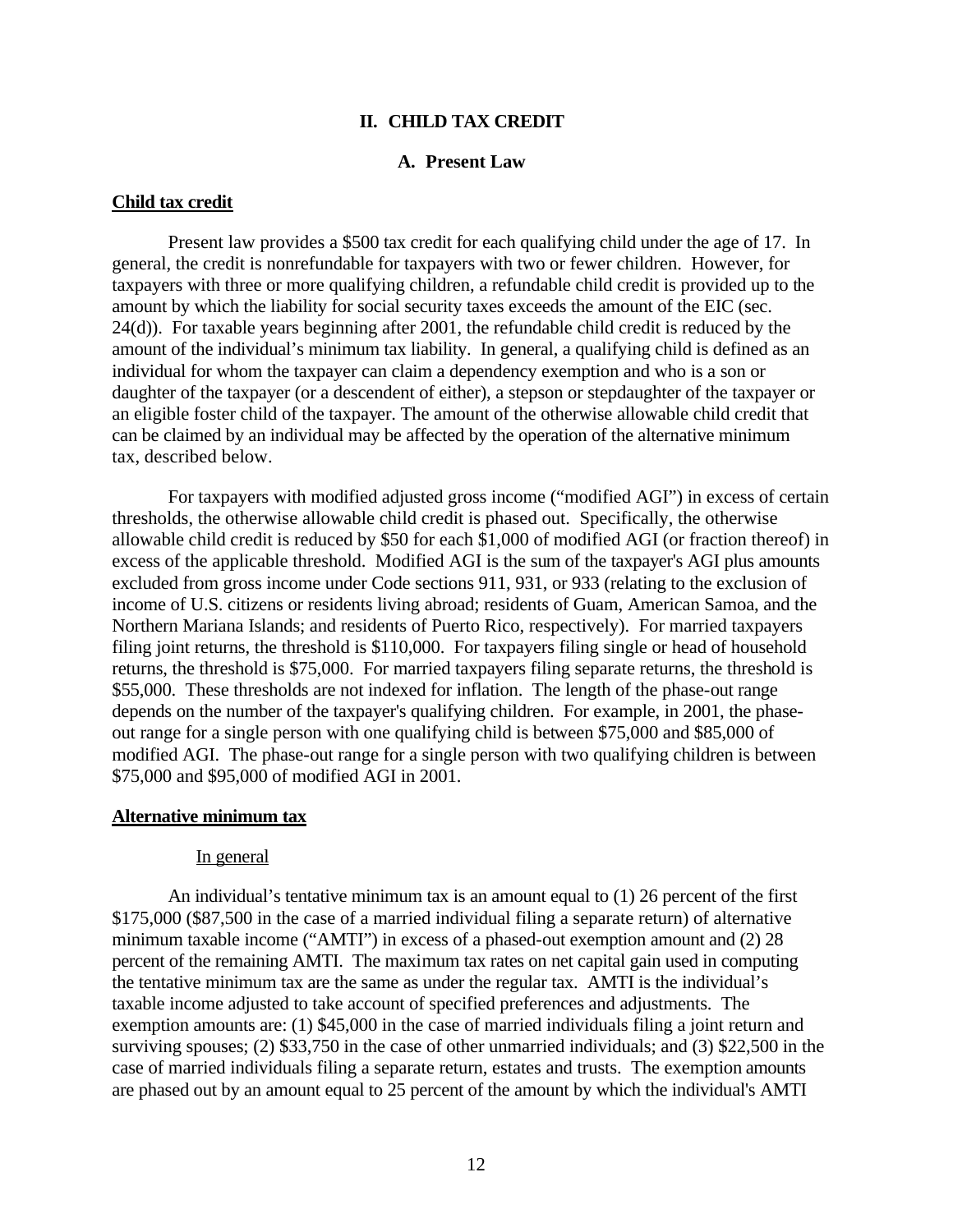## II. CHILD TAX CREDIT

### A. Present Law

**Child tax credit**

Present law provides a $500 tax credit for each qualifying child under the age of 17. In general, the credit is nonrefundable for taxpayers with two or fewer children. However, for taxpayers with three or more qualifying children, a refundable child credit is provided up to the amount by which the liability for social security taxes exceeds the amount of the EIC (sec. 24(d)). For taxable years beginning after 2001, the refundable child credit is reduced by the amount of the individual's minimum tax liability. In general, a qualifying child is defined as an individual for whom the taxpayer can claim a dependency exemption and who is a son or daughter of the taxpayer (or a descendent of either), a stepson or stepdaughter of the taxpayer or an eligible foster child of the taxpayer. The amount of the otherwise allowable child credit that can be claimed by an individual may be affected by the operation of the alternative minimum tax, described below.

For taxpayers with modified adjusted gross income ("modified AGI") in excess of certain thresholds, the otherwise allowable child credit is phased out. Specifically, the otherwise allowable child credit is reduced by $50 for each $1,000 of modified AGI (or fraction thereof) in excess of the applicable threshold. Modified AGI is the sum of the taxpayer's AGI plus amounts excluded from gross income under Code sections 911, 931, or 933 (relating to the exclusion of income of U.S. citizens or residents living abroad; residents of Guam, American Samoa, and the Northern Mariana Islands; and residents of Puerto Rico, respectively). For married taxpayers filing joint returns, the threshold is $110,000. For taxpayers filing single or head of household returns, the threshold is $75,000. For married taxpayers filing separate returns, the threshold is $55,000. These thresholds are not indexed for inflation. The length of the phase-out range depends on the number of the taxpayer's qualifying children. For example, in 2001, the phase-out range for a single person with one qualifying child is between $75,000 and $85,000 of modified AGI. The phase-out range for a single person with two qualifying children is between $75,000 and $95,000 of modified AGI in 2001.

**Alternative minimum tax**

In general

An individual's tentative minimum tax is an amount equal to (1) 26 percent of the first $175,000 ($87,500 in the case of a married individual filing a separate return) of alternative minimum taxable income ("AMTI") in excess of a phased-out exemption amount and (2) 28 percent of the remaining AMTI. The maximum tax rates on net capital gain used in computing the tentative minimum tax are the same as under the regular tax. AMTI is the individual's taxable income adjusted to take account of specified preferences and adjustments. The exemption amounts are: (1) $45,000 in the case of married individuals filing a joint return and surviving spouses; (2) $33,750 in the case of other unmarried individuals; and (3) $22,500 in the case of married individuals filing a separate return, estates and trusts. The exemption amounts are phased out by an amount equal to 25 percent of the amount by which the individual's AMTI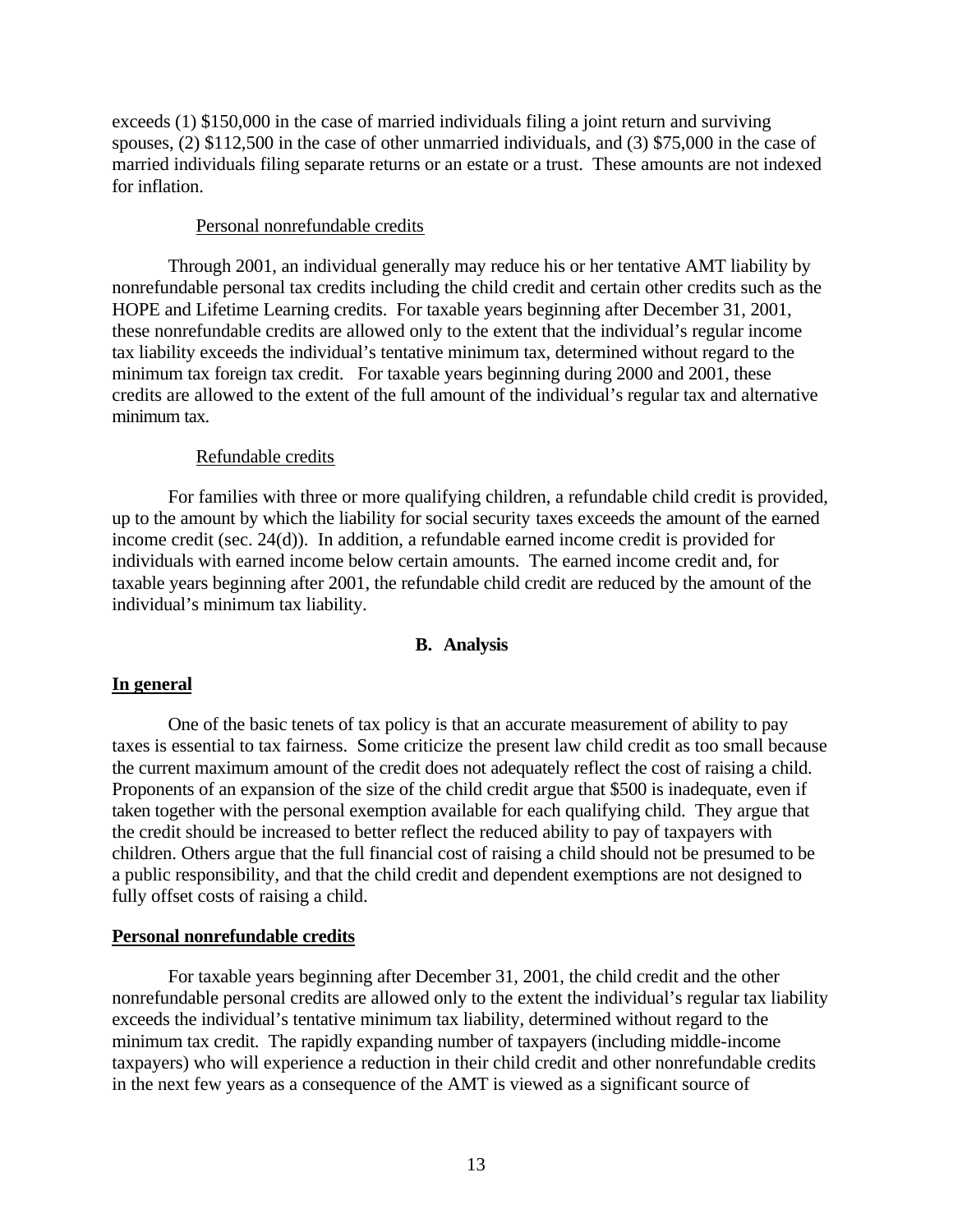exceeds (1) $150,000 in the case of married individuals filing a joint return and surviving spouses, (2) $112,500 in the case of other unmarried individuals, and (3) $75,000 in the case of married individuals filing separate returns or an estate or a trust. These amounts are not indexed for inflation.

Personal nonrefundable credits

Through 2001, an individual generally may reduce his or her tentative AMT liability by nonrefundable personal tax credits including the child credit and certain other credits such as the HOPE and Lifetime Learning credits. For taxable years beginning after December 31, 2001, these nonrefundable credits are allowed only to the extent that the individual's regular income tax liability exceeds the individual's tentative minimum tax, determined without regard to the minimum tax foreign tax credit. For taxable years beginning during 2000 and 2001, these credits are allowed to the extent of the full amount of the individual's regular tax and alternative minimum tax.

Refundable credits

For families with three or more qualifying children, a refundable child credit is provided, up to the amount by which the liability for social security taxes exceeds the amount of the earned income credit (sec. 24(d)). In addition, a refundable earned income credit is provided for individuals with earned income below certain amounts. The earned income credit and, for taxable years beginning after 2001, the refundable child credit are reduced by the amount of the individual's minimum tax liability.

## B. Analysis

**In general**

One of the basic tenets of tax policy is that an accurate measurement of ability to pay taxes is essential to tax fairness. Some criticize the present law child credit as too small because the current maximum amount of the credit does not adequately reflect the cost of raising a child. Proponents of an expansion of the size of the child credit argue that $500 is inadequate, even if taken together with the personal exemption available for each qualifying child. They argue that the credit should be increased to better reflect the reduced ability to pay of taxpayers with children. Others argue that the full financial cost of raising a child should not be presumed to be a public responsibility, and that the child credit and dependent exemptions are not designed to fully offset costs of raising a child.

**Personal nonrefundable credits**

For taxable years beginning after December 31, 2001, the child credit and the other nonrefundable personal credits are allowed only to the extent the individual's regular tax liability exceeds the individual's tentative minimum tax liability, determined without regard to the minimum tax credit. The rapidly expanding number of taxpayers (including middle-income taxpayers) who will experience a reduction in their child credit and other nonrefundable credits in the next few years as a consequence of the AMT is viewed as a significant source of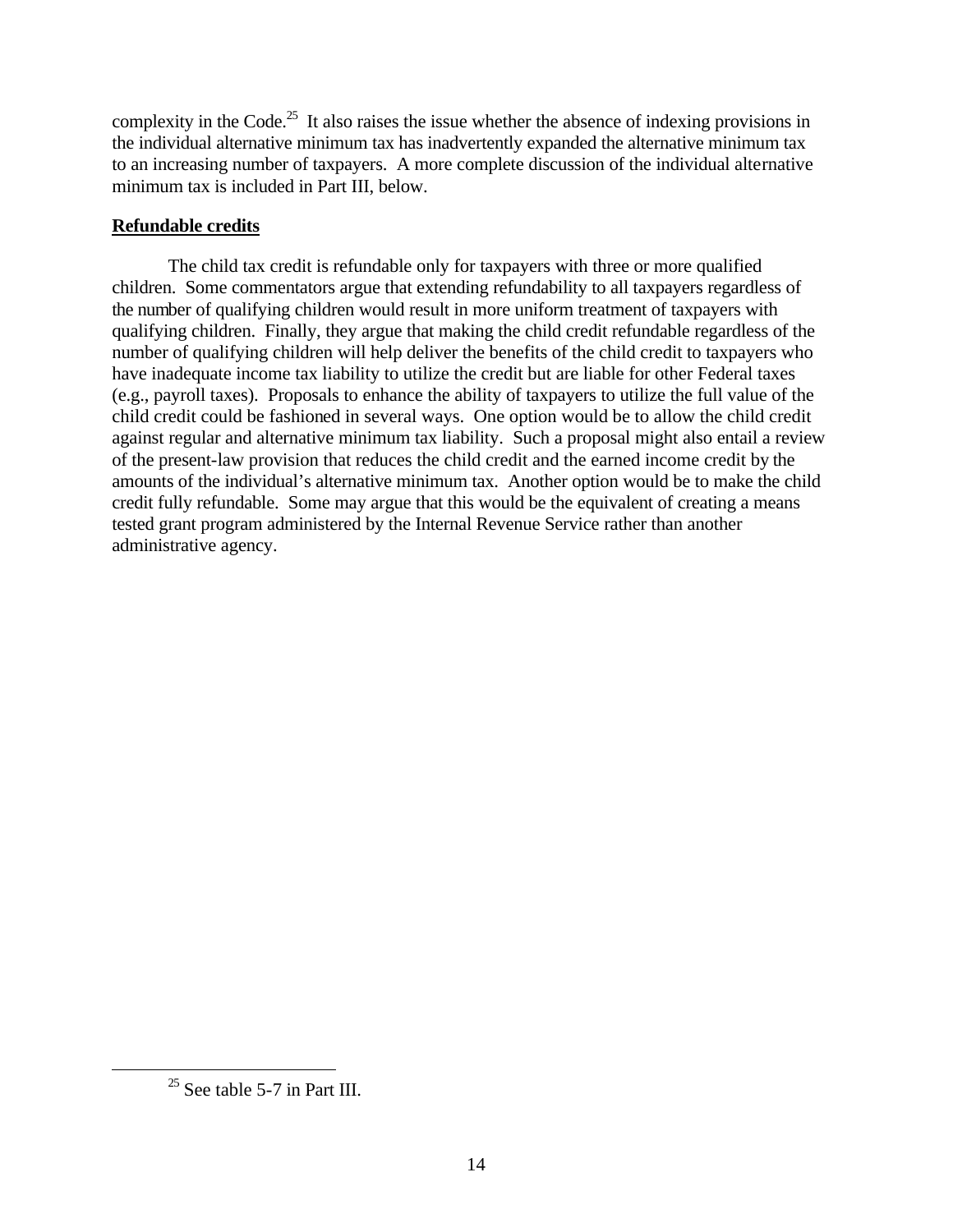complexity in the Code.[25] It also raises the issue whether the absence of indexing provisions in the individual alternative minimum tax has inadvertently expanded the alternative minimum tax to an increasing number of taxpayers. A more complete discussion of the individual alternative minimum tax is included in Part III, below.

**Refundable credits**

The child tax credit is refundable only for taxpayers with three or more qualified children. Some commentators argue that extending refundability to all taxpayers regardless of the number of qualifying children would result in more uniform treatment of taxpayers with qualifying children. Finally, they argue that making the child credit refundable regardless of the number of qualifying children will help deliver the benefits of the child credit to taxpayers who have inadequate income tax liability to utilize the credit but are liable for other Federal taxes (e.g., payroll taxes). Proposals to enhance the ability of taxpayers to utilize the full value of the child credit could be fashioned in several ways. One option would be to allow the child credit against regular and alternative minimum tax liability. Such a proposal might also entail a review of the present-law provision that reduces the child credit and the earned income credit by the amounts of the individual's alternative minimum tax. Another option would be to make the child credit fully refundable. Some may argue that this would be the equivalent of creating a means tested grant program administered by the Internal Revenue Service rather than another administrative agency.

[25] See table 5-7 in Part III.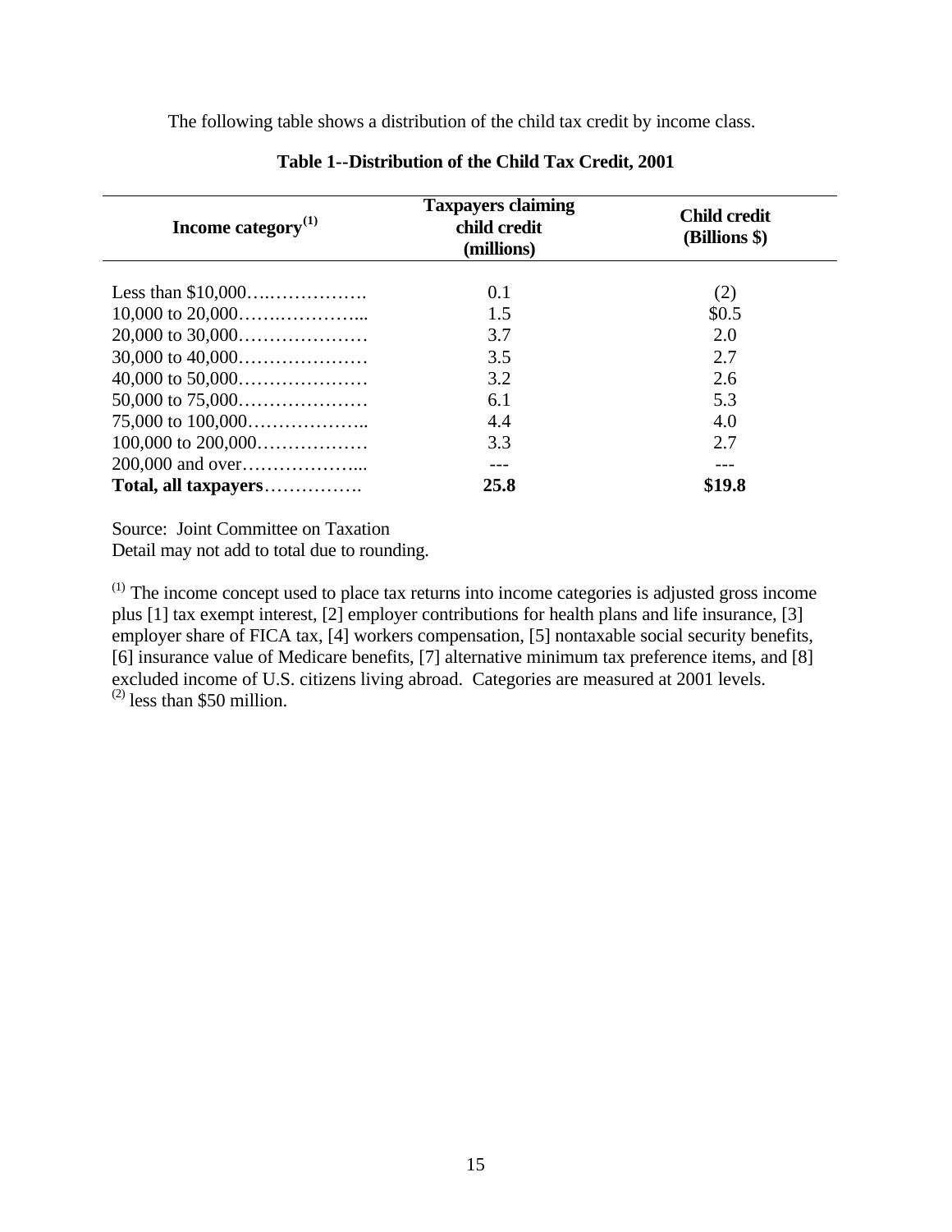The following table shows a distribution of the child tax credit by income class.

**Table 1--Distribution of the Child Tax Credit, 2001**

| Income category[(1)] | Taxpayers claiming child credit (millions) | Child credit (Billions $) |
|---|---|---|
| Less than $10,000 | 0.1 | (2) |
| 10,000 to 20,000 | 1.5 | $0.5 |
| 20,000 to 30,000 | 3.7 | 2.0 |
| 30,000 to 40,000 | 3.5 | 2.7 |
| 40,000 to 50,000 | 3.2 | 2.6 |
| 50,000 to 75,000 | 6.1 | 5.3 |
| 75,000 to 100,000 | 4.4 | 4.0 |
| 100,000 to 200,000 | 3.3 | 2.7 |
| 200,000 and over | --- | --- |
| **Total, all taxpayers** | **25.8** | **$19.8** |

Source: Joint Committee on Taxation
Detail may not add to total due to rounding.

(1) The income concept used to place tax returns into income categories is adjusted gross income plus [1] tax exempt interest, [2] employer contributions for health plans and life insurance, [3] employer share of FICA tax, [4] workers compensation, [5] nontaxable social security benefits, [6] insurance value of Medicare benefits, [7] alternative minimum tax preference items, and [8] excluded income of U.S. citizens living abroad. Categories are measured at 2001 levels.
(2) less than $50 million.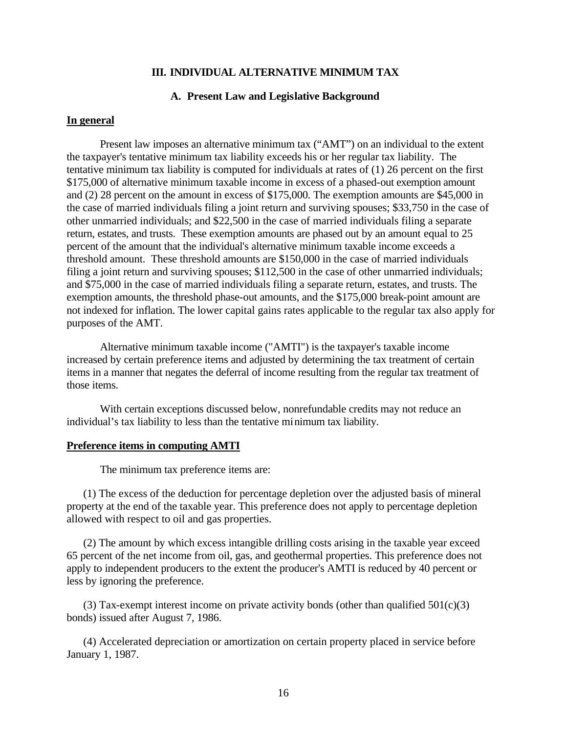# III. INDIVIDUAL ALTERNATIVE MINIMUM TAX

## A. Present Law and Legislative Background

### In general

Present law imposes an alternative minimum tax ("AMT") on an individual to the extent the taxpayer's tentative minimum tax liability exceeds his or her regular tax liability. The tentative minimum tax liability is computed for individuals at rates of (1) 26 percent on the first $175,000 of alternative minimum taxable income in excess of a phased-out exemption amount and (2) 28 percent on the amount in excess of $175,000. The exemption amounts are $45,000 in the case of married individuals filing a joint return and surviving spouses; $33,750 in the case of other unmarried individuals; and $22,500 in the case of married individuals filing a separate return, estates, and trusts. These exemption amounts are phased out by an amount equal to 25 percent of the amount that the individual's alternative minimum taxable income exceeds a threshold amount. These threshold amounts are $150,000 in the case of married individuals filing a joint return and surviving spouses; $112,500 in the case of other unmarried individuals; and $75,000 in the case of married individuals filing a separate return, estates, and trusts. The exemption amounts, the threshold phase-out amounts, and the $175,000 break-point amount are not indexed for inflation. The lower capital gains rates applicable to the regular tax also apply for purposes of the AMT.

Alternative minimum taxable income ("AMTI") is the taxpayer's taxable income increased by certain preference items and adjusted by determining the tax treatment of certain items in a manner that negates the deferral of income resulting from the regular tax treatment of those items.

With certain exceptions discussed below, nonrefundable credits may not reduce an individual's tax liability to less than the tentative minimum tax liability.

### Preference items in computing AMTI

The minimum tax preference items are:

(1) The excess of the deduction for percentage depletion over the adjusted basis of mineral property at the end of the taxable year. This preference does not apply to percentage depletion allowed with respect to oil and gas properties.

(2) The amount by which excess intangible drilling costs arising in the taxable year exceed 65 percent of the net income from oil, gas, and geothermal properties. This preference does not apply to independent producers to the extent the producer's AMTI is reduced by 40 percent or less by ignoring the preference.

(3) Tax-exempt interest income on private activity bonds (other than qualified 501(c)(3) bonds) issued after August 7, 1986.

(4) Accelerated depreciation or amortization on certain property placed in service before January 1, 1987.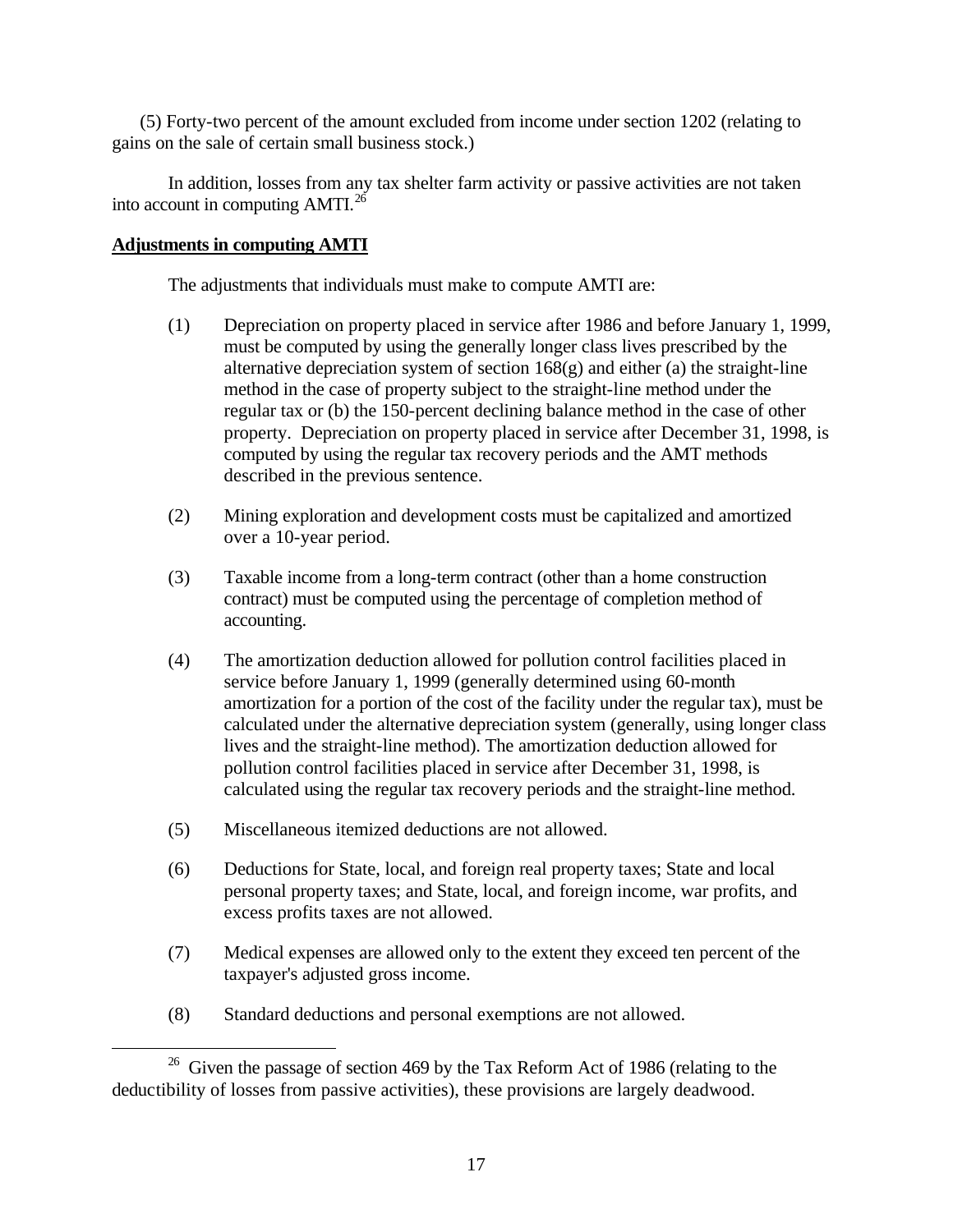(5) Forty-two percent of the amount excluded from income under section 1202 (relating to gains on the sale of certain small business stock.)

In addition, losses from any tax shelter farm activity or passive activities are not taken into account in computing AMTI.[26]

**Adjustments in computing AMTI**

The adjustments that individuals must make to compute AMTI are:

(1) Depreciation on property placed in service after 1986 and before January 1, 1999, must be computed by using the generally longer class lives prescribed by the alternative depreciation system of section 168(g) and either (a) the straight-line method in the case of property subject to the straight-line method under the regular tax or (b) the 150-percent declining balance method in the case of other property. Depreciation on property placed in service after December 31, 1998, is computed by using the regular tax recovery periods and the AMT methods described in the previous sentence.

(2) Mining exploration and development costs must be capitalized and amortized over a 10-year period.

(3) Taxable income from a long-term contract (other than a home construction contract) must be computed using the percentage of completion method of accounting.

(4) The amortization deduction allowed for pollution control facilities placed in service before January 1, 1999 (generally determined using 60-month amortization for a portion of the cost of the facility under the regular tax), must be calculated under the alternative depreciation system (generally, using longer class lives and the straight-line method). The amortization deduction allowed for pollution control facilities placed in service after December 31, 1998, is calculated using the regular tax recovery periods and the straight-line method.

(5) Miscellaneous itemized deductions are not allowed.

(6) Deductions for State, local, and foreign real property taxes; State and local personal property taxes; and State, local, and foreign income, war profits, and excess profits taxes are not allowed.

(7) Medical expenses are allowed only to the extent they exceed ten percent of the taxpayer's adjusted gross income.

(8) Standard deductions and personal exemptions are not allowed.

---

[26] Given the passage of section 469 by the Tax Reform Act of 1986 (relating to the deductibility of losses from passive activities), these provisions are largely deadwood.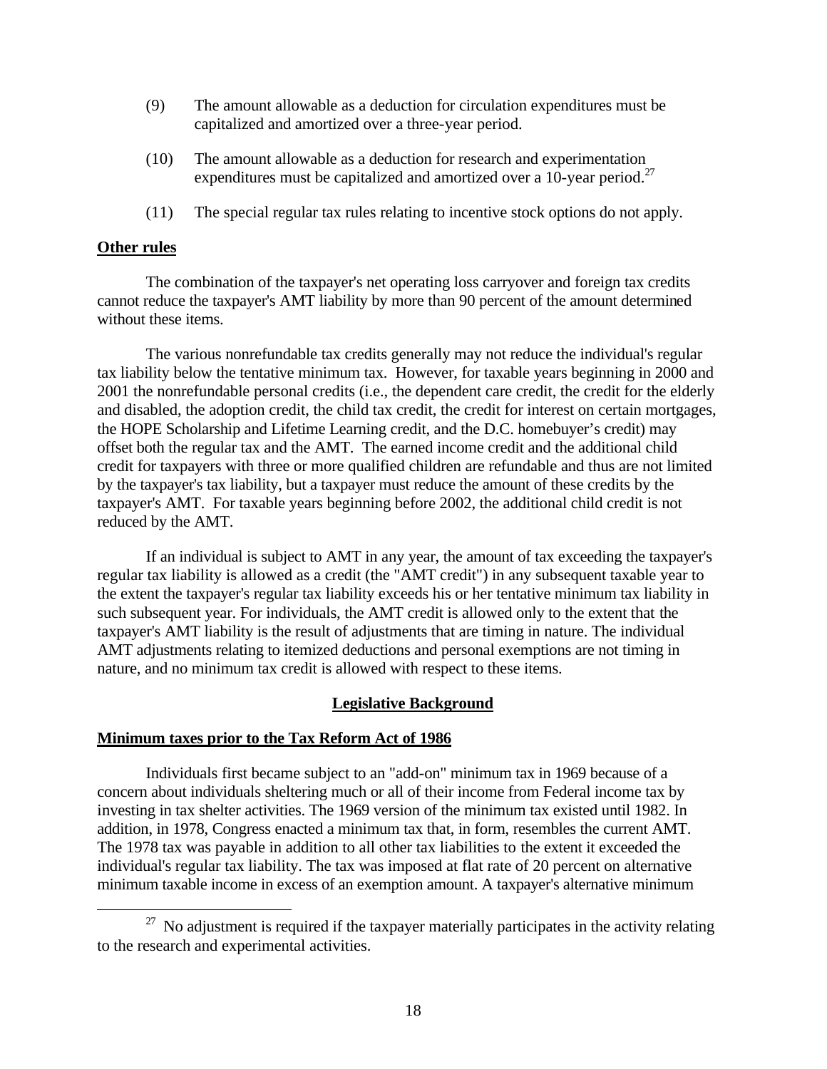(9) The amount allowable as a deduction for circulation expenditures must be capitalized and amortized over a three-year period.

(10) The amount allowable as a deduction for research and experimentation expenditures must be capitalized and amortized over a 10-year period.[27]

(11) The special regular tax rules relating to incentive stock options do not apply.

**Other rules**

The combination of the taxpayer's net operating loss carryover and foreign tax credits cannot reduce the taxpayer's AMT liability by more than 90 percent of the amount determined without these items.

The various nonrefundable tax credits generally may not reduce the individual's regular tax liability below the tentative minimum tax. However, for taxable years beginning in 2000 and 2001 the nonrefundable personal credits (i.e., the dependent care credit, the credit for the elderly and disabled, the adoption credit, the child tax credit, the credit for interest on certain mortgages, the HOPE Scholarship and Lifetime Learning credit, and the D.C. homebuyer's credit) may offset both the regular tax and the AMT. The earned income credit and the additional child credit for taxpayers with three or more qualified children are refundable and thus are not limited by the taxpayer's tax liability, but a taxpayer must reduce the amount of these credits by the taxpayer's AMT. For taxable years beginning before 2002, the additional child credit is not reduced by the AMT.

If an individual is subject to AMT in any year, the amount of tax exceeding the taxpayer's regular tax liability is allowed as a credit (the "AMT credit") in any subsequent taxable year to the extent the taxpayer's regular tax liability exceeds his or her tentative minimum tax liability in such subsequent year. For individuals, the AMT credit is allowed only to the extent that the taxpayer's AMT liability is the result of adjustments that are timing in nature. The individual AMT adjustments relating to itemized deductions and personal exemptions are not timing in nature, and no minimum tax credit is allowed with respect to these items.

## Legislative Background

**Minimum taxes prior to the Tax Reform Act of 1986**

Individuals first became subject to an "add-on" minimum tax in 1969 because of a concern about individuals sheltering much or all of their income from Federal income tax by investing in tax shelter activities. The 1969 version of the minimum tax existed until 1982. In addition, in 1978, Congress enacted a minimum tax that, in form, resembles the current AMT. The 1978 tax was payable in addition to all other tax liabilities to the extent it exceeded the individual's regular tax liability. The tax was imposed at flat rate of 20 percent on alternative minimum taxable income in excess of an exemption amount. A taxpayer's alternative minimum

[27] No adjustment is required if the taxpayer materially participates in the activity relating to the research and experimental activities.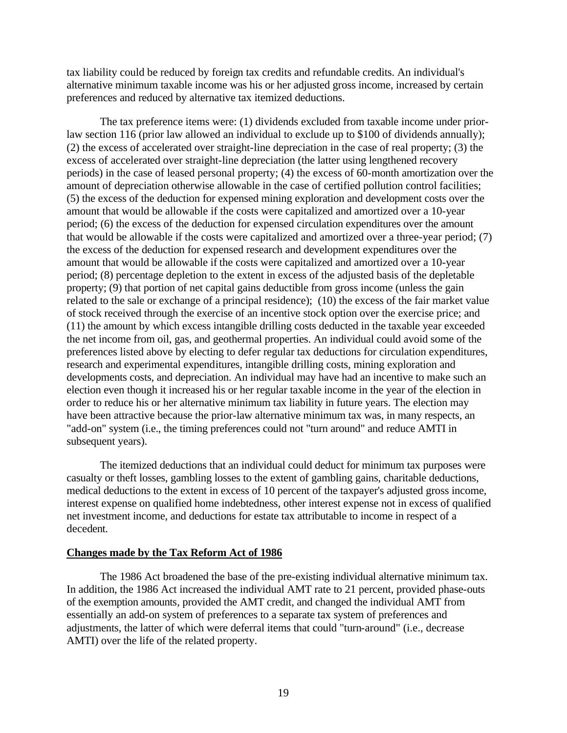tax liability could be reduced by foreign tax credits and refundable credits. An individual's alternative minimum taxable income was his or her adjusted gross income, increased by certain preferences and reduced by alternative tax itemized deductions.

The tax preference items were: (1) dividends excluded from taxable income under prior-law section 116 (prior law allowed an individual to exclude up to $100 of dividends annually); (2) the excess of accelerated over straight-line depreciation in the case of real property; (3) the excess of accelerated over straight-line depreciation (the latter using lengthened recovery periods) in the case of leased personal property; (4) the excess of 60-month amortization over the amount of depreciation otherwise allowable in the case of certified pollution control facilities; (5) the excess of the deduction for expensed mining exploration and development costs over the amount that would be allowable if the costs were capitalized and amortized over a 10-year period; (6) the excess of the deduction for expensed circulation expenditures over the amount that would be allowable if the costs were capitalized and amortized over a three-year period; (7) the excess of the deduction for expensed research and development expenditures over the amount that would be allowable if the costs were capitalized and amortized over a 10-year period; (8) percentage depletion to the extent in excess of the adjusted basis of the depletable property; (9) that portion of net capital gains deductible from gross income (unless the gain related to the sale or exchange of a principal residence); (10) the excess of the fair market value of stock received through the exercise of an incentive stock option over the exercise price; and (11) the amount by which excess intangible drilling costs deducted in the taxable year exceeded the net income from oil, gas, and geothermal properties. An individual could avoid some of the preferences listed above by electing to defer regular tax deductions for circulation expenditures, research and experimental expenditures, intangible drilling costs, mining exploration and developments costs, and depreciation. An individual may have had an incentive to make such an election even though it increased his or her regular taxable income in the year of the election in order to reduce his or her alternative minimum tax liability in future years. The election may have been attractive because the prior-law alternative minimum tax was, in many respects, an "add-on" system (i.e., the timing preferences could not "turn around" and reduce AMTI in subsequent years).

The itemized deductions that an individual could deduct for minimum tax purposes were casualty or theft losses, gambling losses to the extent of gambling gains, charitable deductions, medical deductions to the extent in excess of 10 percent of the taxpayer's adjusted gross income, interest expense on qualified home indebtedness, other interest expense not in excess of qualified net investment income, and deductions for estate tax attributable to income in respect of a decedent.

**Changes made by the Tax Reform Act of 1986**

The 1986 Act broadened the base of the pre-existing individual alternative minimum tax. In addition, the 1986 Act increased the individual AMT rate to 21 percent, provided phase-outs of the exemption amounts, provided the AMT credit, and changed the individual AMT from essentially an add-on system of preferences to a separate tax system of preferences and adjustments, the latter of which were deferral items that could "turn-around" (i.e., decrease AMTI) over the life of the related property.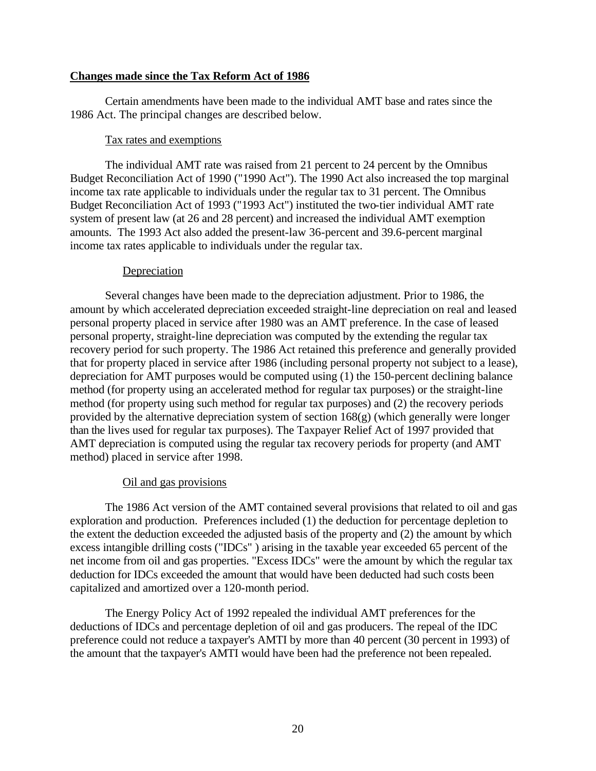**Changes made since the Tax Reform Act of 1986**

Certain amendments have been made to the individual AMT base and rates since the 1986 Act. The principal changes are described below.

Tax rates and exemptions

The individual AMT rate was raised from 21 percent to 24 percent by the Omnibus Budget Reconciliation Act of 1990 ("1990 Act"). The 1990 Act also increased the top marginal income tax rate applicable to individuals under the regular tax to 31 percent. The Omnibus Budget Reconciliation Act of 1993 ("1993 Act") instituted the two-tier individual AMT rate system of present law (at 26 and 28 percent) and increased the individual AMT exemption amounts. The 1993 Act also added the present-law 36-percent and 39.6-percent marginal income tax rates applicable to individuals under the regular tax.

Depreciation

Several changes have been made to the depreciation adjustment. Prior to 1986, the amount by which accelerated depreciation exceeded straight-line depreciation on real and leased personal property placed in service after 1980 was an AMT preference. In the case of leased personal property, straight-line depreciation was computed by the extending the regular tax recovery period for such property. The 1986 Act retained this preference and generally provided that for property placed in service after 1986 (including personal property not subject to a lease), depreciation for AMT purposes would be computed using (1) the 150-percent declining balance method (for property using an accelerated method for regular tax purposes) or the straight-line method (for property using such method for regular tax purposes) and (2) the recovery periods provided by the alternative depreciation system of section 168(g) (which generally were longer than the lives used for regular tax purposes). The Taxpayer Relief Act of 1997 provided that AMT depreciation is computed using the regular tax recovery periods for property (and AMT method) placed in service after 1998.

Oil and gas provisions

The 1986 Act version of the AMT contained several provisions that related to oil and gas exploration and production. Preferences included (1) the deduction for percentage depletion to the extent the deduction exceeded the adjusted basis of the property and (2) the amount by which excess intangible drilling costs ("IDCs" ) arising in the taxable year exceeded 65 percent of the net income from oil and gas properties. "Excess IDCs" were the amount by which the regular tax deduction for IDCs exceeded the amount that would have been deducted had such costs been capitalized and amortized over a 120-month period.

The Energy Policy Act of 1992 repealed the individual AMT preferences for the deductions of IDCs and percentage depletion of oil and gas producers. The repeal of the IDC preference could not reduce a taxpayer's AMTI by more than 40 percent (30 percent in 1993) of the amount that the taxpayer's AMTI would have been had the preference not been repealed.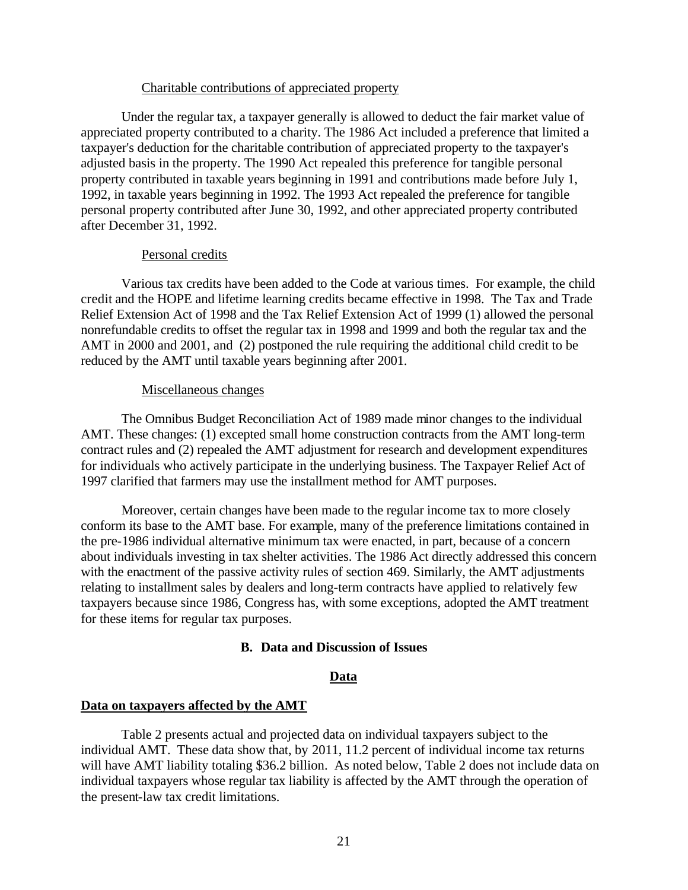Charitable contributions of appreciated property

Under the regular tax, a taxpayer generally is allowed to deduct the fair market value of appreciated property contributed to a charity. The 1986 Act included a preference that limited a taxpayer's deduction for the charitable contribution of appreciated property to the taxpayer's adjusted basis in the property. The 1990 Act repealed this preference for tangible personal property contributed in taxable years beginning in 1991 and contributions made before July 1, 1992, in taxable years beginning in 1992. The 1993 Act repealed the preference for tangible personal property contributed after June 30, 1992, and other appreciated property contributed after December 31, 1992.

Personal credits

Various tax credits have been added to the Code at various times. For example, the child credit and the HOPE and lifetime learning credits became effective in 1998. The Tax and Trade Relief Extension Act of 1998 and the Tax Relief Extension Act of 1999 (1) allowed the personal nonrefundable credits to offset the regular tax in 1998 and 1999 and both the regular tax and the AMT in 2000 and 2001, and (2) postponed the rule requiring the additional child credit to be reduced by the AMT until taxable years beginning after 2001.

Miscellaneous changes

The Omnibus Budget Reconciliation Act of 1989 made minor changes to the individual AMT. These changes: (1) excepted small home construction contracts from the AMT long-term contract rules and (2) repealed the AMT adjustment for research and development expenditures for individuals who actively participate in the underlying business. The Taxpayer Relief Act of 1997 clarified that farmers may use the installment method for AMT purposes.

Moreover, certain changes have been made to the regular income tax to more closely conform its base to the AMT base. For example, many of the preference limitations contained in the pre-1986 individual alternative minimum tax were enacted, in part, because of a concern about individuals investing in tax shelter activities. The 1986 Act directly addressed this concern with the enactment of the passive activity rules of section 469. Similarly, the AMT adjustments relating to installment sales by dealers and long-term contracts have applied to relatively few taxpayers because since 1986, Congress has, with some exceptions, adopted the AMT treatment for these items for regular tax purposes.

## B. Data and Discussion of Issues

### Data

**Data on taxpayers affected by the AMT**

Table 2 presents actual and projected data on individual taxpayers subject to the individual AMT. These data show that, by 2011, 11.2 percent of individual income tax returns will have AMT liability totaling $36.2 billion. As noted below, Table 2 does not include data on individual taxpayers whose regular tax liability is affected by the AMT through the operation of the present-law tax credit limitations.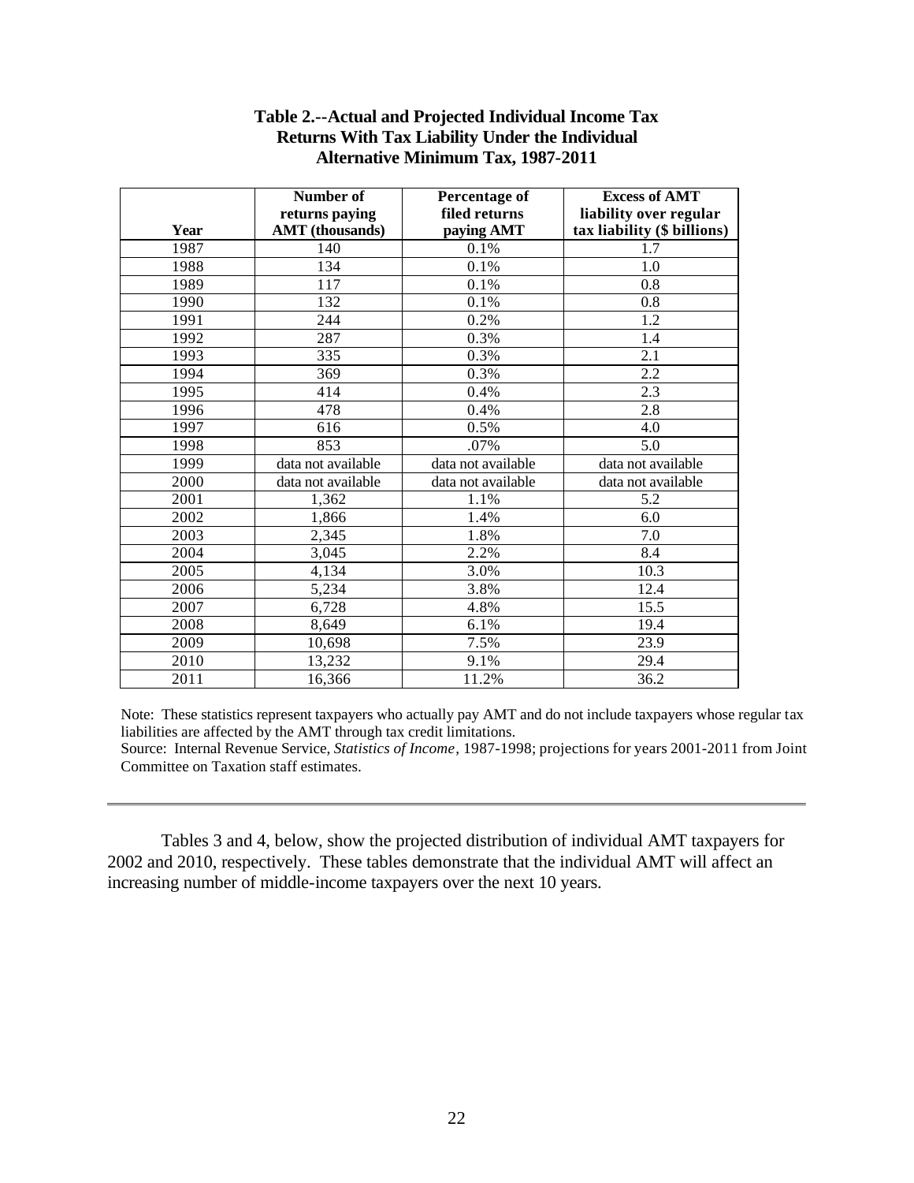**Table 2.--Actual and Projected Individual Income Tax Returns With Tax Liability Under the Individual Alternative Minimum Tax, 1987-2011**

| Year | Number of returns paying AMT (thousands) | Percentage of filed returns paying AMT | Excess of AMT liability over regular tax liability ($ billions) |
|---|---|---|---|
| 1987 | 140 | 0.1% | 1.7 |
| 1988 | 134 | 0.1% | 1.0 |
| 1989 | 117 | 0.1% | 0.8 |
| 1990 | 132 | 0.1% | 0.8 |
| 1991 | 244 | 0.2% | 1.2 |
| 1992 | 287 | 0.3% | 1.4 |
| 1993 | 335 | 0.3% | 2.1 |
| 1994 | 369 | 0.3% | 2.2 |
| 1995 | 414 | 0.4% | 2.3 |
| 1996 | 478 | 0.4% | 2.8 |
| 1997 | 616 | 0.5% | 4.0 |
| 1998 | 853 | .07% | 5.0 |
| 1999 | data not available | data not available | data not available |
| 2000 | data not available | data not available | data not available |
| 2001 | 1,362 | 1.1% | 5.2 |
| 2002 | 1,866 | 1.4% | 6.0 |
| 2003 | 2,345 | 1.8% | 7.0 |
| 2004 | 3,045 | 2.2% | 8.4 |
| 2005 | 4,134 | 3.0% | 10.3 |
| 2006 | 5,234 | 3.8% | 12.4 |
| 2007 | 6,728 | 4.8% | 15.5 |
| 2008 | 8,649 | 6.1% | 19.4 |
| 2009 | 10,698 | 7.5% | 23.9 |
| 2010 | 13,232 | 9.1% | 29.4 |
| 2011 | 16,366 | 11.2% | 36.2 |

Note: These statistics represent taxpayers who actually pay AMT and do not include taxpayers whose regular tax liabilities are affected by the AMT through tax credit limitations.
Source: Internal Revenue Service, *Statistics of Income*, 1987-1998; projections for years 2001-2011 from Joint Committee on Taxation staff estimates.

Tables 3 and 4, below, show the projected distribution of individual AMT taxpayers for 2002 and 2010, respectively. These tables demonstrate that the individual AMT will affect an increasing number of middle-income taxpayers over the next 10 years.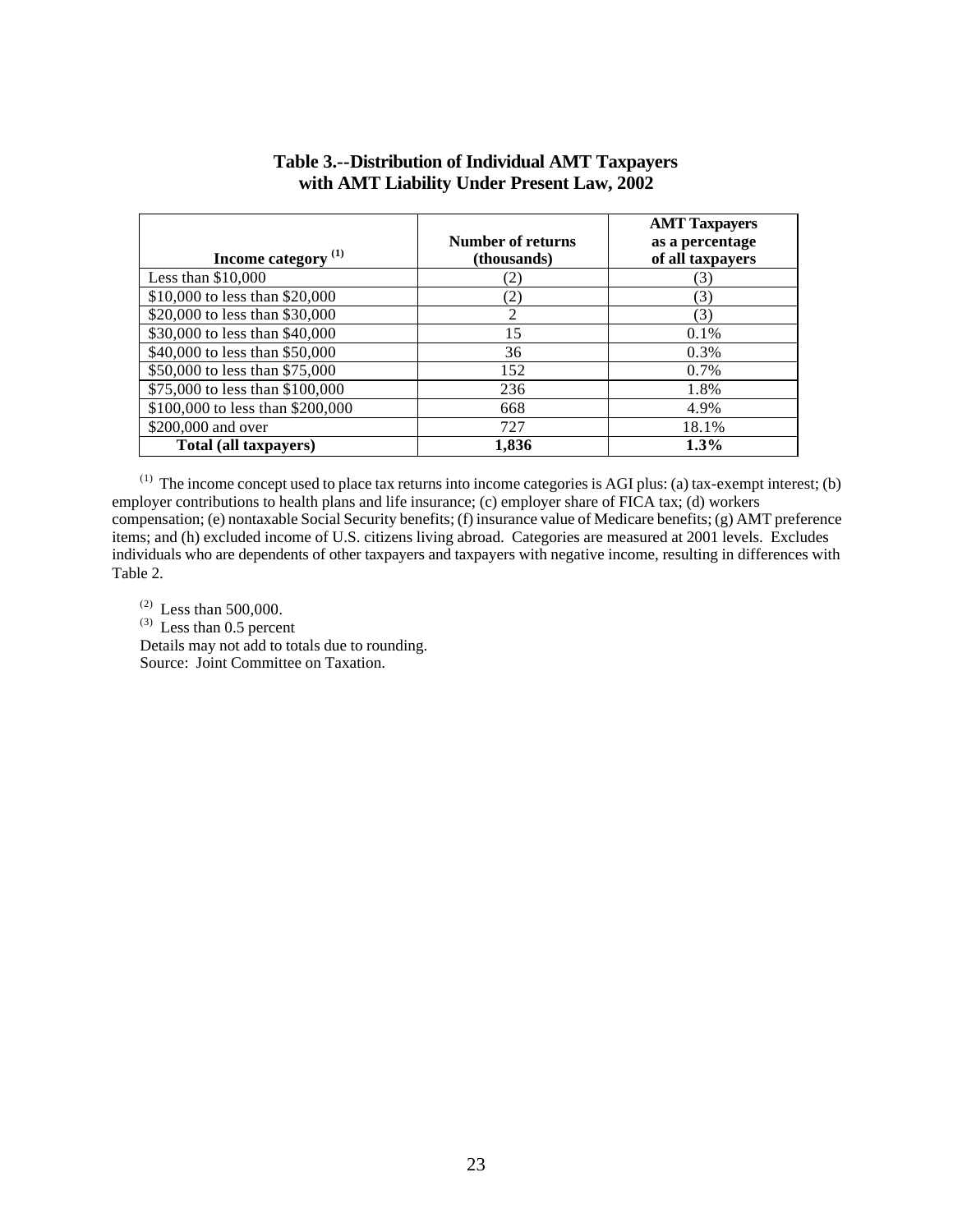## Table 3.--Distribution of Individual AMT Taxpayers with AMT Liability Under Present Law, 2002

| Income category [1] | Number of returns (thousands) | AMT Taxpayers as a percentage of all taxpayers |
|---|---|---|
| Less than $10,000 | (2) | (3) |
| $10,000 to less than $20,000 | (2) | (3) |
| $20,000 to less than $30,000 | 2 | (3) |
| $30,000 to less than $40,000 | 15 | 0.1% |
| $40,000 to less than $50,000 | 36 | 0.3% |
| $50,000 to less than $75,000 | 152 | 0.7% |
| $75,000 to less than $100,000 | 236 | 1.8% |
| $100,000 to less than $200,000 | 668 | 4.9% |
| $200,000 and over | 727 | 18.1% |
| **Total (all taxpayers)** | **1,836** | **1.3%** |

[1] The income concept used to place tax returns into income categories is AGI plus: (a) tax-exempt interest; (b) employer contributions to health plans and life insurance; (c) employer share of FICA tax; (d) workers compensation; (e) nontaxable Social Security benefits; (f) insurance value of Medicare benefits; (g) AMT preference items; and (h) excluded income of U.S. citizens living abroad. Categories are measured at 2001 levels. Excludes individuals who are dependents of other taxpayers and taxpayers with negative income, resulting in differences with Table 2.

[2] Less than 500,000.

[3] Less than 0.5 percent

Details may not add to totals due to rounding.

Source: Joint Committee on Taxation.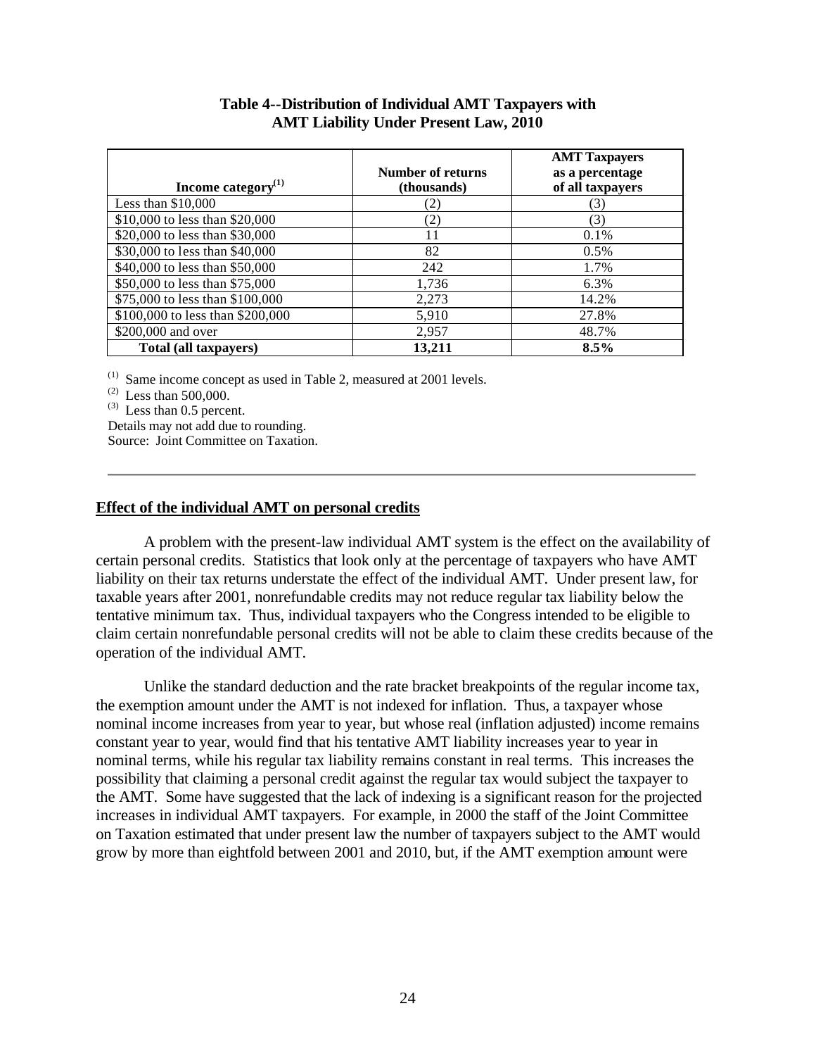**Table 4--Distribution of Individual AMT Taxpayers with AMT Liability Under Present Law, 2010**

| Income category[(1)] | Number of returns (thousands) | AMT Taxpayers as a percentage of all taxpayers |
|---|---|---|
| Less than $10,000 | (2) | (3) |
| $10,000 to less than $20,000 | (2) | (3) |
| $20,000 to less than $30,000 | 11 | 0.1% |
| $30,000 to less than $40,000 | 82 | 0.5% |
| $40,000 to less than $50,000 | 242 | 1.7% |
| $50,000 to less than $75,000 | 1,736 | 6.3% |
| $75,000 to less than $100,000 | 2,273 | 14.2% |
| $100,000 to less than $200,000 | 5,910 | 27.8% |
| $200,000 and over | 2,957 | 48.7% |
| **Total (all taxpayers)** | **13,211** | **8.5%** |

(1) Same income concept as used in Table 2, measured at 2001 levels.
(2) Less than 500,000.
(3) Less than 0.5 percent.
Details may not add due to rounding.
Source: Joint Committee on Taxation.

**Effect of the individual AMT on personal credits**

A problem with the present-law individual AMT system is the effect on the availability of certain personal credits. Statistics that look only at the percentage of taxpayers who have AMT liability on their tax returns understate the effect of the individual AMT. Under present law, for taxable years after 2001, nonrefundable credits may not reduce regular tax liability below the tentative minimum tax. Thus, individual taxpayers who the Congress intended to be eligible to claim certain nonrefundable personal credits will not be able to claim these credits because of the operation of the individual AMT.

Unlike the standard deduction and the rate bracket breakpoints of the regular income tax, the exemption amount under the AMT is not indexed for inflation. Thus, a taxpayer whose nominal income increases from year to year, but whose real (inflation adjusted) income remains constant year to year, would find that his tentative AMT liability increases year to year in nominal terms, while his regular tax liability remains constant in real terms. This increases the possibility that claiming a personal credit against the regular tax would subject the taxpayer to the AMT. Some have suggested that the lack of indexing is a significant reason for the projected increases in individual AMT taxpayers. For example, in 2000 the staff of the Joint Committee on Taxation estimated that under present law the number of taxpayers subject to the AMT would grow by more than eightfold between 2001 and 2010, but, if the AMT exemption amount were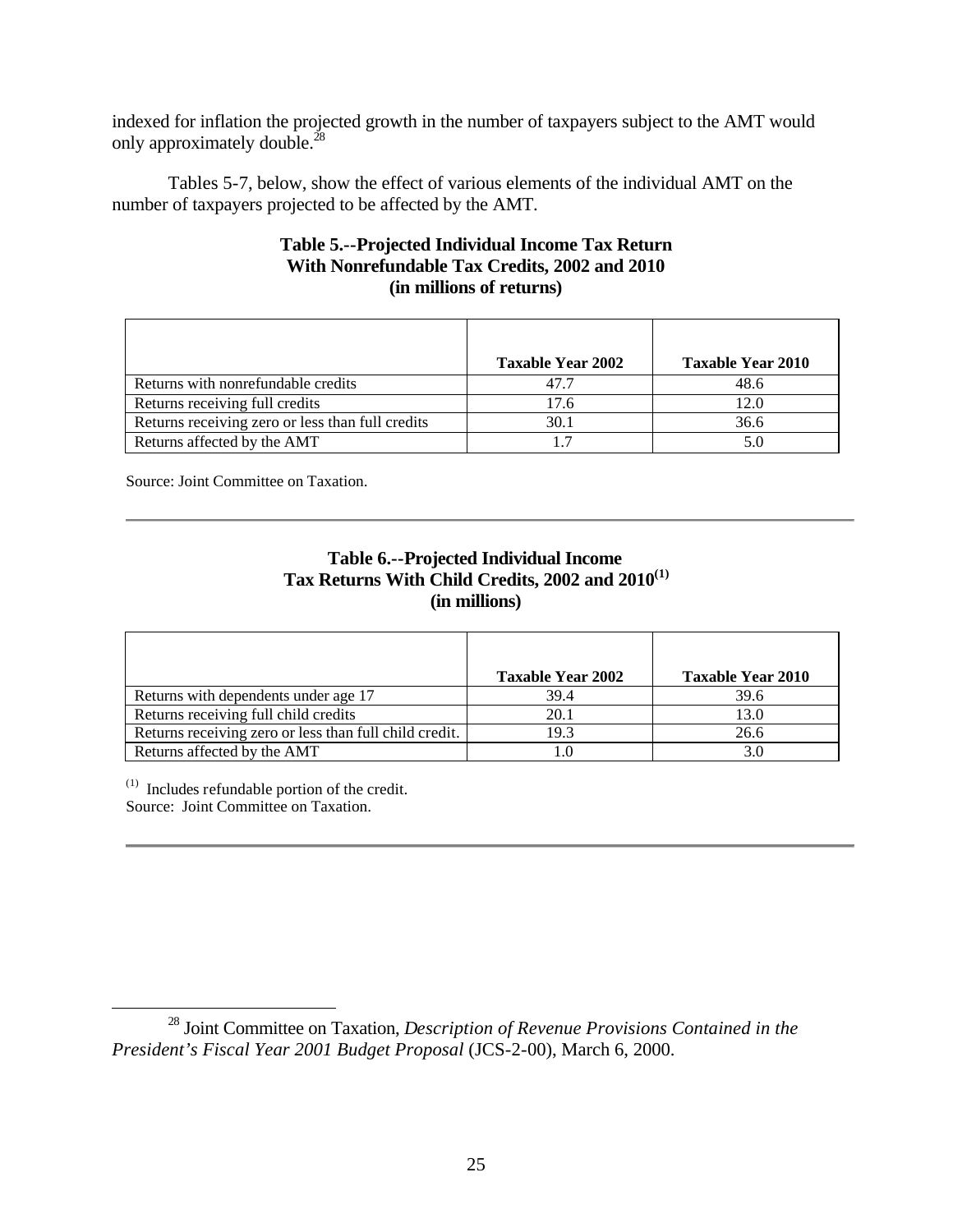indexed for inflation the projected growth in the number of taxpayers subject to the AMT would only approximately double.[28]

Tables 5-7, below, show the effect of various elements of the individual AMT on the number of taxpayers projected to be affected by the AMT.

**Table 5.--Projected Individual Income Tax Return With Nonrefundable Tax Credits, 2002 and 2010 (in millions of returns)**

| | Taxable Year 2002 | Taxable Year 2010 |
|---|---|---|
| Returns with nonrefundable credits | 47.7 | 48.6 |
| Returns receiving full credits | 17.6 | 12.0 |
| Returns receiving zero or less than full credits | 30.1 | 36.6 |
| Returns affected by the AMT | 1.7 | 5.0 |

Source: Joint Committee on Taxation.

**Table 6.--Projected Individual Income Tax Returns With Child Credits, 2002 and 2010[(1)] (in millions)**

| | Taxable Year 2002 | Taxable Year 2010 |
|---|---|---|
| Returns with dependents under age 17 | 39.4 | 39.6 |
| Returns receiving full child credits | 20.1 | 13.0 |
| Returns receiving zero or less than full child credit. | 19.3 | 26.6 |
| Returns affected by the AMT | 1.0 | 3.0 |

(1) Includes refundable portion of the credit.
Source: Joint Committee on Taxation.

[28] Joint Committee on Taxation, *Description of Revenue Provisions Contained in the President's Fiscal Year 2001 Budget Proposal* (JCS-2-00), March 6, 2000.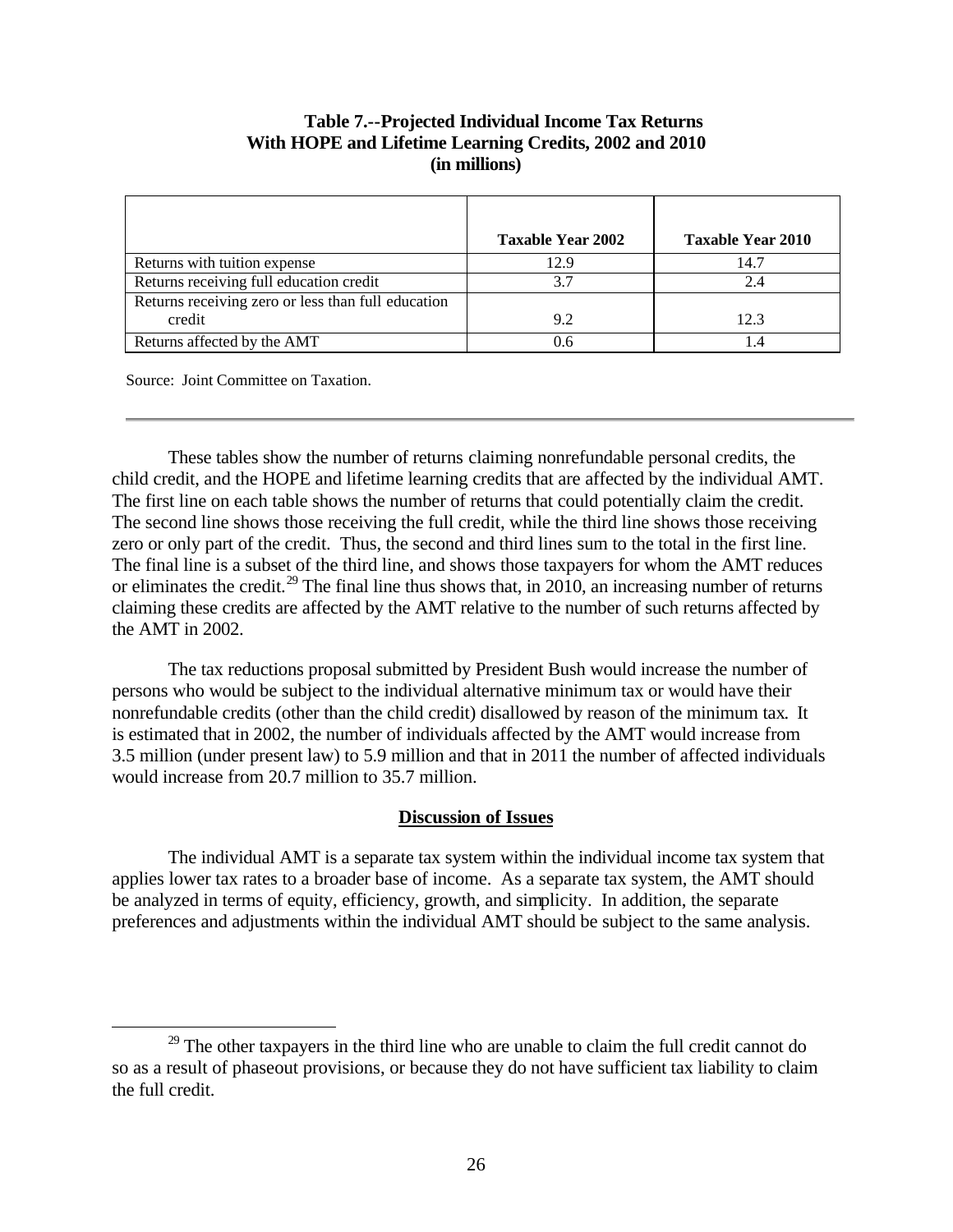**Table 7.--Projected Individual Income Tax Returns With HOPE and Lifetime Learning Credits, 2002 and 2010 (in millions)**

| | Taxable Year 2002 | Taxable Year 2010 |
|---|---|---|
| Returns with tuition expense | 12.9 | 14.7 |
| Returns receiving full education credit | 3.7 | 2.4 |
| Returns receiving zero or less than full education credit | 9.2 | 12.3 |
| Returns affected by the AMT | 0.6 | 1.4 |

Source: Joint Committee on Taxation.

These tables show the number of returns claiming nonrefundable personal credits, the child credit, and the HOPE and lifetime learning credits that are affected by the individual AMT. The first line on each table shows the number of returns that could potentially claim the credit. The second line shows those receiving the full credit, while the third line shows those receiving zero or only part of the credit. Thus, the second and third lines sum to the total in the first line. The final line is a subset of the third line, and shows those taxpayers for whom the AMT reduces or eliminates the credit.[29] The final line thus shows that, in 2010, an increasing number of returns claiming these credits are affected by the AMT relative to the number of such returns affected by the AMT in 2002.

The tax reductions proposal submitted by President Bush would increase the number of persons who would be subject to the individual alternative minimum tax or would have their nonrefundable credits (other than the child credit) disallowed by reason of the minimum tax. It is estimated that in 2002, the number of individuals affected by the AMT would increase from 3.5 million (under present law) to 5.9 million and that in 2011 the number of affected individuals would increase from 20.7 million to 35.7 million.

## Discussion of Issues

The individual AMT is a separate tax system within the individual income tax system that applies lower tax rates to a broader base of income. As a separate tax system, the AMT should be analyzed in terms of equity, efficiency, growth, and simplicity. In addition, the separate preferences and adjustments within the individual AMT should be subject to the same analysis.

[29] The other taxpayers in the third line who are unable to claim the full credit cannot do so as a result of phaseout provisions, or because they do not have sufficient tax liability to claim the full credit.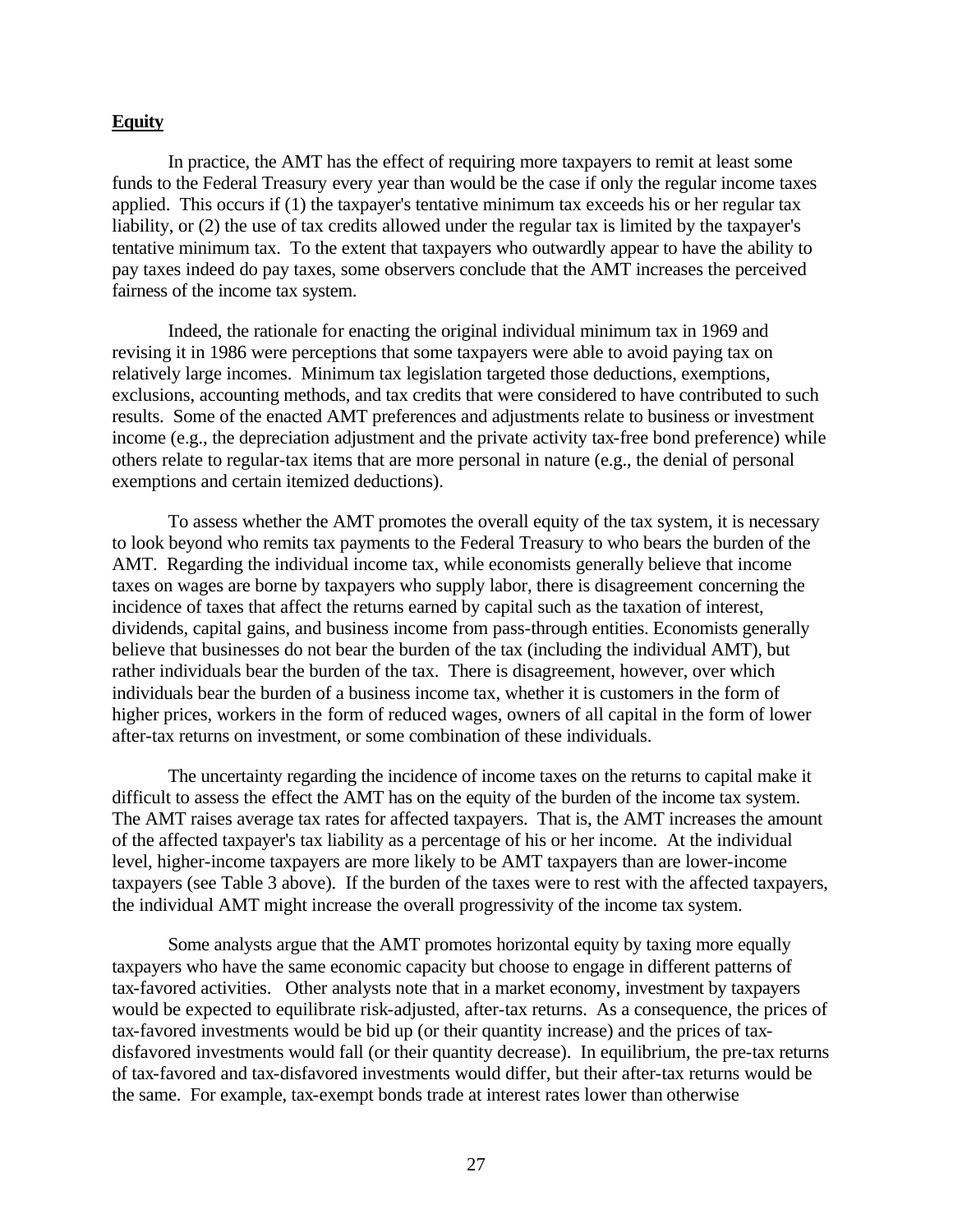**Equity**

In practice, the AMT has the effect of requiring more taxpayers to remit at least some funds to the Federal Treasury every year than would be the case if only the regular income taxes applied. This occurs if (1) the taxpayer's tentative minimum tax exceeds his or her regular tax liability, or (2) the use of tax credits allowed under the regular tax is limited by the taxpayer's tentative minimum tax. To the extent that taxpayers who outwardly appear to have the ability to pay taxes indeed do pay taxes, some observers conclude that the AMT increases the perceived fairness of the income tax system.

Indeed, the rationale for enacting the original individual minimum tax in 1969 and revising it in 1986 were perceptions that some taxpayers were able to avoid paying tax on relatively large incomes. Minimum tax legislation targeted those deductions, exemptions, exclusions, accounting methods, and tax credits that were considered to have contributed to such results. Some of the enacted AMT preferences and adjustments relate to business or investment income (e.g., the depreciation adjustment and the private activity tax-free bond preference) while others relate to regular-tax items that are more personal in nature (e.g., the denial of personal exemptions and certain itemized deductions).

To assess whether the AMT promotes the overall equity of the tax system, it is necessary to look beyond who remits tax payments to the Federal Treasury to who bears the burden of the AMT. Regarding the individual income tax, while economists generally believe that income taxes on wages are borne by taxpayers who supply labor, there is disagreement concerning the incidence of taxes that affect the returns earned by capital such as the taxation of interest, dividends, capital gains, and business income from pass-through entities. Economists generally believe that businesses do not bear the burden of the tax (including the individual AMT), but rather individuals bear the burden of the tax. There is disagreement, however, over which individuals bear the burden of a business income tax, whether it is customers in the form of higher prices, workers in the form of reduced wages, owners of all capital in the form of lower after-tax returns on investment, or some combination of these individuals.

The uncertainty regarding the incidence of income taxes on the returns to capital make it difficult to assess the effect the AMT has on the equity of the burden of the income tax system. The AMT raises average tax rates for affected taxpayers. That is, the AMT increases the amount of the affected taxpayer's tax liability as a percentage of his or her income. At the individual level, higher-income taxpayers are more likely to be AMT taxpayers than are lower-income taxpayers (see Table 3 above). If the burden of the taxes were to rest with the affected taxpayers, the individual AMT might increase the overall progressivity of the income tax system.

Some analysts argue that the AMT promotes horizontal equity by taxing more equally taxpayers who have the same economic capacity but choose to engage in different patterns of tax-favored activities. Other analysts note that in a market economy, investment by taxpayers would be expected to equilibrate risk-adjusted, after-tax returns. As a consequence, the prices of tax-favored investments would be bid up (or their quantity increase) and the prices of tax-disfavored investments would fall (or their quantity decrease). In equilibrium, the pre-tax returns of tax-favored and tax-disfavored investments would differ, but their after-tax returns would be the same. For example, tax-exempt bonds trade at interest rates lower than otherwise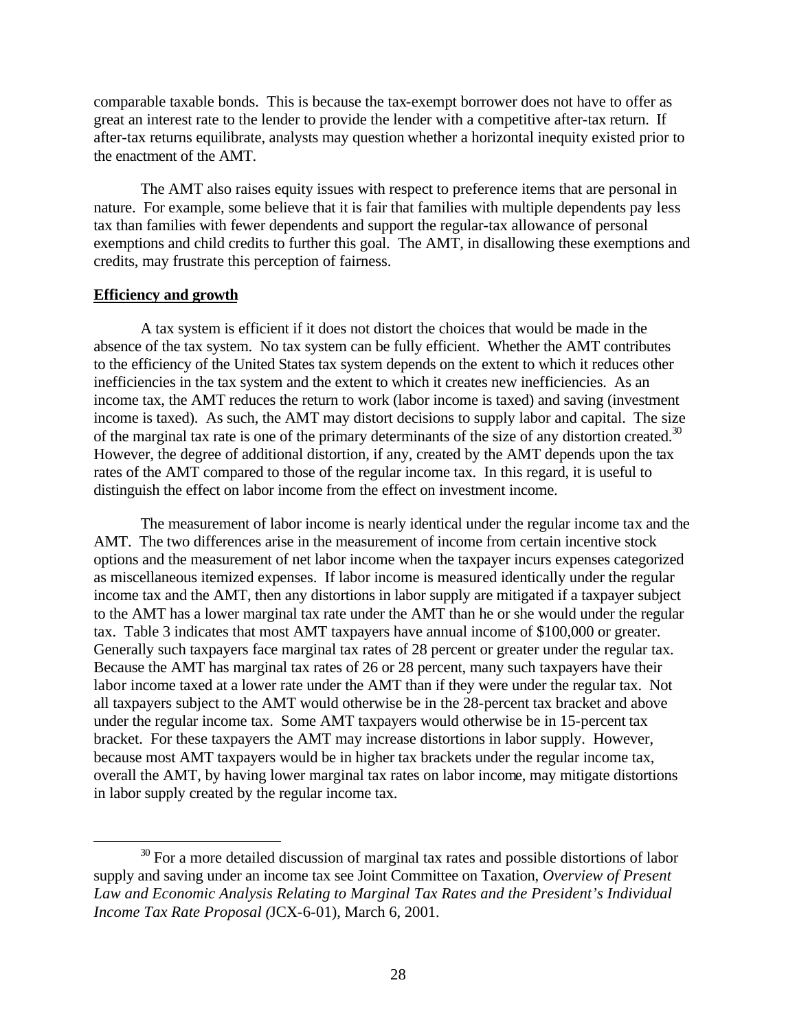comparable taxable bonds. This is because the tax-exempt borrower does not have to offer as great an interest rate to the lender to provide the lender with a competitive after-tax return. If after-tax returns equilibrate, analysts may question whether a horizontal inequity existed prior to the enactment of the AMT.

The AMT also raises equity issues with respect to preference items that are personal in nature. For example, some believe that it is fair that families with multiple dependents pay less tax than families with fewer dependents and support the regular-tax allowance of personal exemptions and child credits to further this goal. The AMT, in disallowing these exemptions and credits, may frustrate this perception of fairness.

**Efficiency and growth**

A tax system is efficient if it does not distort the choices that would be made in the absence of the tax system. No tax system can be fully efficient. Whether the AMT contributes to the efficiency of the United States tax system depends on the extent to which it reduces other inefficiencies in the tax system and the extent to which it creates new inefficiencies. As an income tax, the AMT reduces the return to work (labor income is taxed) and saving (investment income is taxed). As such, the AMT may distort decisions to supply labor and capital. The size of the marginal tax rate is one of the primary determinants of the size of any distortion created.[30] However, the degree of additional distortion, if any, created by the AMT depends upon the tax rates of the AMT compared to those of the regular income tax. In this regard, it is useful to distinguish the effect on labor income from the effect on investment income.

The measurement of labor income is nearly identical under the regular income tax and the AMT. The two differences arise in the measurement of income from certain incentive stock options and the measurement of net labor income when the taxpayer incurs expenses categorized as miscellaneous itemized expenses. If labor income is measured identically under the regular income tax and the AMT, then any distortions in labor supply are mitigated if a taxpayer subject to the AMT has a lower marginal tax rate under the AMT than he or she would under the regular tax. Table 3 indicates that most AMT taxpayers have annual income of $100,000 or greater. Generally such taxpayers face marginal tax rates of 28 percent or greater under the regular tax. Because the AMT has marginal tax rates of 26 or 28 percent, many such taxpayers have their labor income taxed at a lower rate under the AMT than if they were under the regular tax. Not all taxpayers subject to the AMT would otherwise be in the 28-percent tax bracket and above under the regular income tax. Some AMT taxpayers would otherwise be in 15-percent tax bracket. For these taxpayers the AMT may increase distortions in labor supply. However, because most AMT taxpayers would be in higher tax brackets under the regular income tax, overall the AMT, by having lower marginal tax rates on labor income, may mitigate distortions in labor supply created by the regular income tax.

---

[30] For a more detailed discussion of marginal tax rates and possible distortions of labor supply and saving under an income tax see Joint Committee on Taxation, *Overview of Present Law and Economic Analysis Relating to Marginal Tax Rates and the President's Individual Income Tax Rate Proposal (*JCX-6-01), March 6, 2001.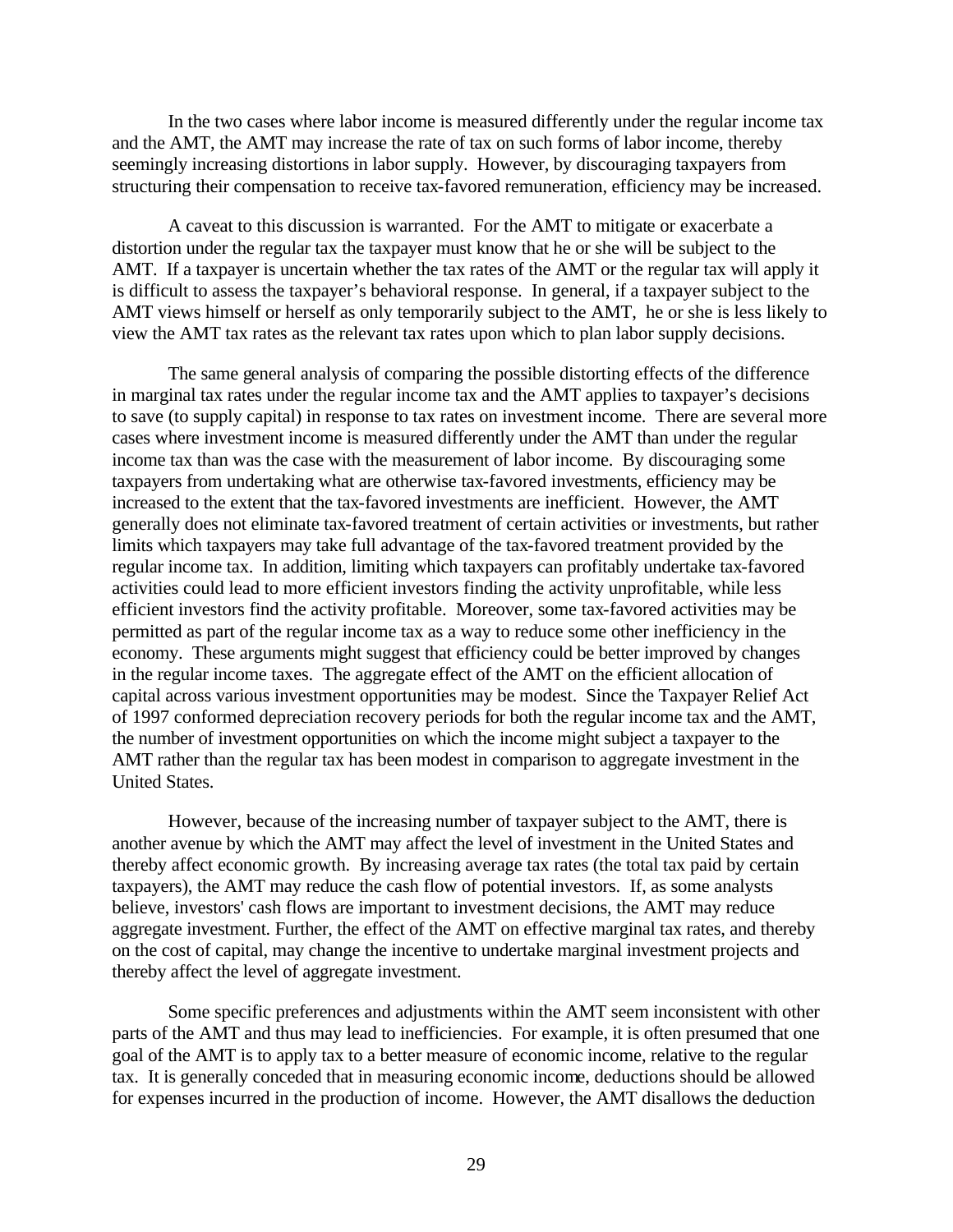In the two cases where labor income is measured differently under the regular income tax and the AMT, the AMT may increase the rate of tax on such forms of labor income, thereby seemingly increasing distortions in labor supply. However, by discouraging taxpayers from structuring their compensation to receive tax-favored remuneration, efficiency may be increased.

A caveat to this discussion is warranted. For the AMT to mitigate or exacerbate a distortion under the regular tax the taxpayer must know that he or she will be subject to the AMT. If a taxpayer is uncertain whether the tax rates of the AMT or the regular tax will apply it is difficult to assess the taxpayer's behavioral response. In general, if a taxpayer subject to the AMT views himself or herself as only temporarily subject to the AMT, he or she is less likely to view the AMT tax rates as the relevant tax rates upon which to plan labor supply decisions.

The same general analysis of comparing the possible distorting effects of the difference in marginal tax rates under the regular income tax and the AMT applies to taxpayer's decisions to save (to supply capital) in response to tax rates on investment income. There are several more cases where investment income is measured differently under the AMT than under the regular income tax than was the case with the measurement of labor income. By discouraging some taxpayers from undertaking what are otherwise tax-favored investments, efficiency may be increased to the extent that the tax-favored investments are inefficient. However, the AMT generally does not eliminate tax-favored treatment of certain activities or investments, but rather limits which taxpayers may take full advantage of the tax-favored treatment provided by the regular income tax. In addition, limiting which taxpayers can profitably undertake tax-favored activities could lead to more efficient investors finding the activity unprofitable, while less efficient investors find the activity profitable. Moreover, some tax-favored activities may be permitted as part of the regular income tax as a way to reduce some other inefficiency in the economy. These arguments might suggest that efficiency could be better improved by changes in the regular income taxes. The aggregate effect of the AMT on the efficient allocation of capital across various investment opportunities may be modest. Since the Taxpayer Relief Act of 1997 conformed depreciation recovery periods for both the regular income tax and the AMT, the number of investment opportunities on which the income might subject a taxpayer to the AMT rather than the regular tax has been modest in comparison to aggregate investment in the United States.

However, because of the increasing number of taxpayer subject to the AMT, there is another avenue by which the AMT may affect the level of investment in the United States and thereby affect economic growth. By increasing average tax rates (the total tax paid by certain taxpayers), the AMT may reduce the cash flow of potential investors. If, as some analysts believe, investors' cash flows are important to investment decisions, the AMT may reduce aggregate investment. Further, the effect of the AMT on effective marginal tax rates, and thereby on the cost of capital, may change the incentive to undertake marginal investment projects and thereby affect the level of aggregate investment.

Some specific preferences and adjustments within the AMT seem inconsistent with other parts of the AMT and thus may lead to inefficiencies. For example, it is often presumed that one goal of the AMT is to apply tax to a better measure of economic income, relative to the regular tax. It is generally conceded that in measuring economic income, deductions should be allowed for expenses incurred in the production of income. However, the AMT disallows the deduction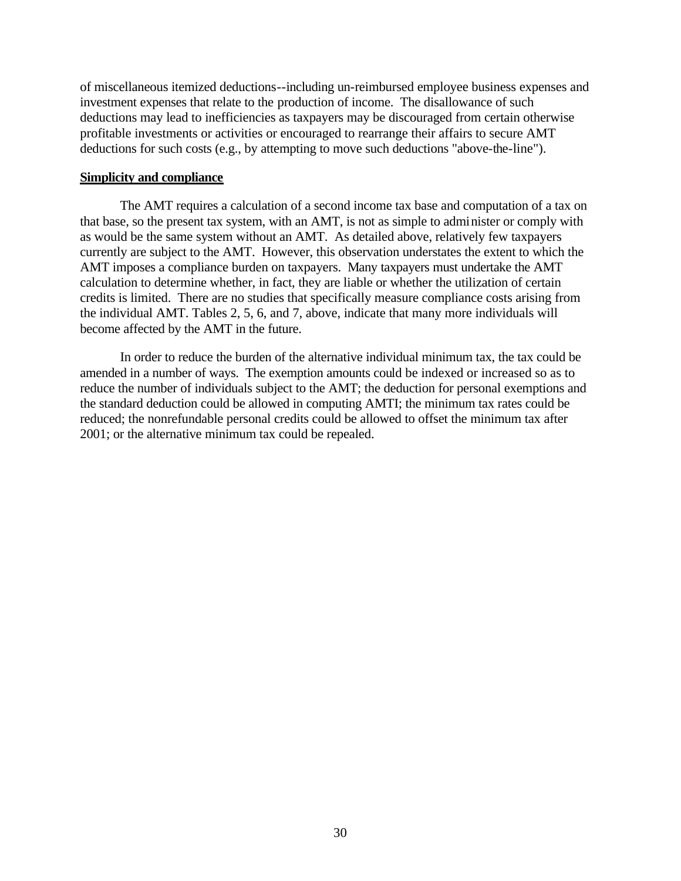of miscellaneous itemized deductions--including un-reimbursed employee business expenses and investment expenses that relate to the production of income. The disallowance of such deductions may lead to inefficiencies as taxpayers may be discouraged from certain otherwise profitable investments or activities or encouraged to rearrange their affairs to secure AMT deductions for such costs (e.g., by attempting to move such deductions "above-the-line").

**Simplicity and compliance**

The AMT requires a calculation of a second income tax base and computation of a tax on that base, so the present tax system, with an AMT, is not as simple to administer or comply with as would be the same system without an AMT. As detailed above, relatively few taxpayers currently are subject to the AMT. However, this observation understates the extent to which the AMT imposes a compliance burden on taxpayers. Many taxpayers must undertake the AMT calculation to determine whether, in fact, they are liable or whether the utilization of certain credits is limited. There are no studies that specifically measure compliance costs arising from the individual AMT. Tables 2, 5, 6, and 7, above, indicate that many more individuals will become affected by the AMT in the future.

In order to reduce the burden of the alternative individual minimum tax, the tax could be amended in a number of ways. The exemption amounts could be indexed or increased so as to reduce the number of individuals subject to the AMT; the deduction for personal exemptions and the standard deduction could be allowed in computing AMTI; the minimum tax rates could be reduced; the nonrefundable personal credits could be allowed to offset the minimum tax after 2001; or the alternative minimum tax could be repealed.